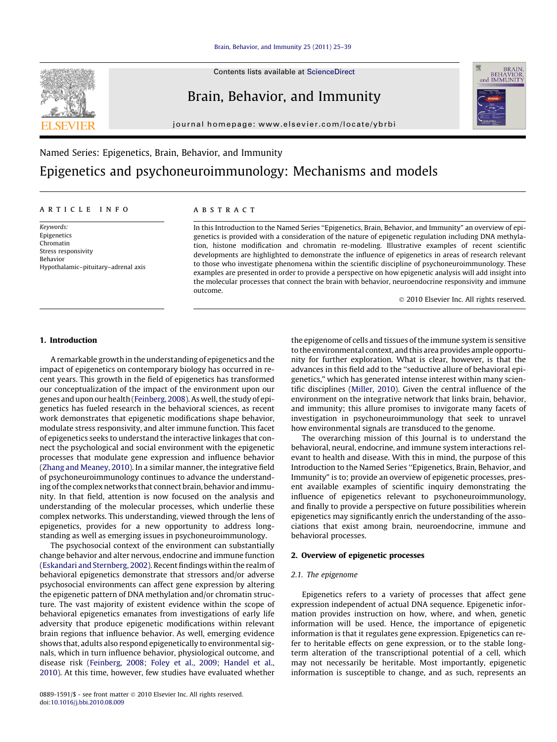Named Series: Epigenetics, Brain, Behavior, and Immunity

# Epigenetics and psychoneuroimmunology: Mechanisms and models

ARTICLE INFO

*Keywords:*
Epigenetics
Chromatin
Stress responsivity
Behavior
Hypothalamic–pituitary–adrenal axis

ABSTRACT

In this Introduction to the Named Series "Epigenetics, Brain, Behavior, and Immunity" an overview of epigenetics is provided with a consideration of the nature of epigenetic regulation including DNA methylation, histone modification and chromatin re-modeling. Illustrative examples of recent scientific developments are highlighted to demonstrate the influence of epigenetics in areas of research relevant to those who investigate phenomena within the scientific discipline of psychoneuroimmunology. These examples are presented in order to provide a perspective on how epigenetic analysis will add insight into the molecular processes that connect the brain with behavior, neuroendocrine responsivity and immune outcome.

© 2010 Elsevier Inc. All rights reserved.

## 1. Introduction

A remarkable growth in the understanding of epigenetics and the impact of epigenetics on contemporary biology has occurred in recent years. This growth in the field of epigenetics has transformed our conceptualization of the impact of the environment upon our genes and upon our health (Feinberg, 2008). As well, the study of epigenetics has fueled research in the behavioral sciences, as recent work demonstrates that epigenetic modifications shape behavior, modulate stress responsivity, and alter immune function. This facet of epigenetics seeks to understand the interactive linkages that connect the psychological and social environment with the epigenetic processes that modulate gene expression and influence behavior (Zhang and Meaney, 2010). In a similar manner, the integrative field of psychoneuroimmunology continues to advance the understanding of the complex networks that connect brain, behavior and immunity. In that field, attention is now focused on the analysis and understanding of the molecular processes, which underlie these complex networks. This understanding, viewed through the lens of epigenetics, provides for a new opportunity to address long-standing as well as emerging issues in psychoneuroimmunology.

The psychosocial context of the environment can substantially change behavior and alter nervous, endocrine and immune function (Eskandari and Sternberg, 2002). Recent findings within the realm of behavioral epigenetics demonstrate that stressors and/or adverse psychosocial environments can affect gene expression by altering the epigenetic pattern of DNA methylation and/or chromatin structure. The vast majority of existent evidence within the scope of behavioral epigenetics emanates from investigations of early life adversity that produce epigenetic modifications within relevant brain regions that influence behavior. As well, emerging evidence shows that, adults also respond epigenetically to environmental signals, which in turn influence behavior, physiological outcome, and disease risk (Feinberg, 2008; Foley et al., 2009; Handel et al., 2010). At this time, however, few studies have evaluated whether the epigenome of cells and tissues of the immune system is sensitive to the environmental context, and this area provides ample opportunity for further exploration. What is clear, however, is that the advances in this field add to the "seductive allure of behavioral epigenetics," which has generated intense interest within many scientific disciplines (Miller, 2010). Given the central influence of the environment on the integrative network that links brain, behavior, and immunity; this allure promises to invigorate many facets of investigation in psychoneuroimmunology that seek to unravel how environmental signals are transduced to the genome.

The overarching mission of this Journal is to understand the behavioral, neural, endocrine, and immune system interactions relevant to health and disease. With this in mind, the purpose of this Introduction to the Named Series "Epigenetics, Brain, Behavior, and Immunity" is to; provide an overview of epigenetic processes, present available examples of scientific inquiry demonstrating the influence of epigenetics relevant to psychoneuroimmunology, and finally to provide a perspective on future possibilities wherein epigenetics may significantly enrich the understanding of the associations that exist among brain, neuroendocrine, immune and behavioral processes.

## 2. Overview of epigenetic processes

### 2.1. The epigenome

Epigenetics refers to a variety of processes that affect gene expression independent of actual DNA sequence. Epigenetic information provides instruction on how, where, and when, genetic information will be used. Hence, the importance of epigenetic information is that it regulates gene expression. Epigenetics can refer to heritable effects on gene expression, or to the stable long-term alteration of the transcriptional potential of a cell, which may not necessarily be heritable. Most importantly, epigenetic information is susceptible to change, and as such, represents an

0889-1591/$ - see front matter © 2010 Elsevier Inc. All rights reserved.
doi:10.1016/j.bbi.2010.08.009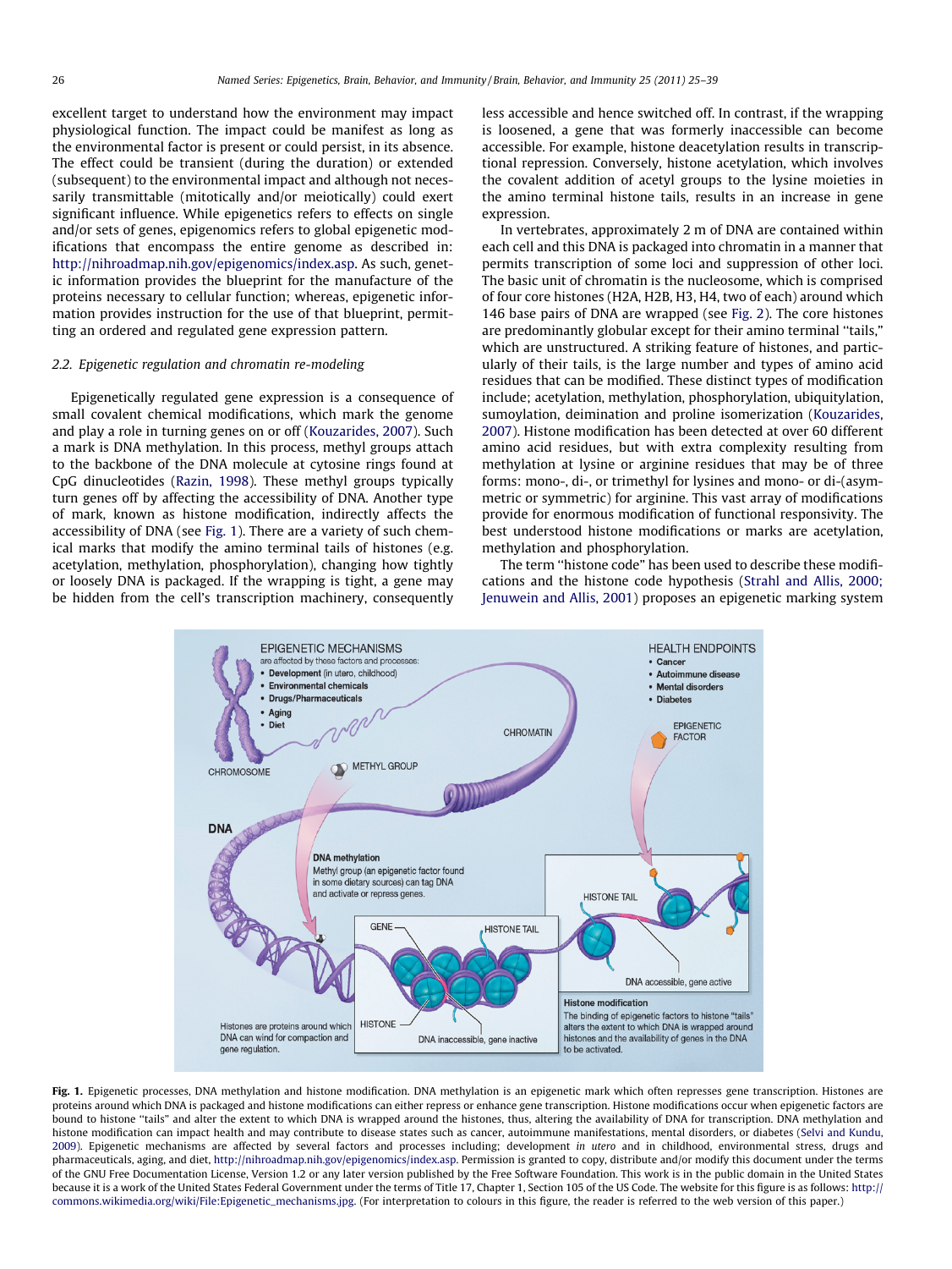excellent target to understand how the environment may impact physiological function. The impact could be manifest as long as the environmental factor is present or could persist, in its absence. The effect could be transient (during the duration) or extended (subsequent) to the environmental impact and although not necessarily transmittable (mitotically and/or meiotically) could exert significant influence. While epigenetics refers to effects on single and/or sets of genes, epigenomics refers to global epigenetic modifications that encompass the entire genome as described in: http://nihroadmap.nih.gov/epigenomics/index.asp. As such, genetic information provides the blueprint for the manufacture of the proteins necessary to cellular function; whereas, epigenetic information provides instruction for the use of that blueprint, permitting an ordered and regulated gene expression pattern.

### 2.2. Epigenetic regulation and chromatin re-modeling

Epigenetically regulated gene expression is a consequence of small covalent chemical modifications, which mark the genome and play a role in turning genes on or off (Kouzarides, 2007). Such a mark is DNA methylation. In this process, methyl groups attach to the backbone of the DNA molecule at cytosine rings found at CpG dinucleotides (Razin, 1998). These methyl groups typically turn genes off by affecting the accessibility of DNA. Another type of mark, known as histone modification, indirectly affects the accessibility of DNA (see Fig. 1). There are a variety of such chemical marks that modify the amino terminal tails of histones (e.g. acetylation, methylation, phosphorylation), changing how tightly or loosely DNA is packaged. If the wrapping is tight, a gene may be hidden from the cell's transcription machinery, consequently less accessible and hence switched off. In contrast, if the wrapping is loosened, a gene that was formerly inaccessible can become accessible. For example, histone deacetylation results in transcriptional repression. Conversely, histone acetylation, which involves the covalent addition of acetyl groups to the lysine moieties in the amino terminal histone tails, results in an increase in gene expression.

In vertebrates, approximately 2 m of DNA are contained within each cell and this DNA is packaged into chromatin in a manner that permits transcription of some loci and suppression of other loci. The basic unit of chromatin is the nucleosome, which is comprised of four core histones (H2A, H2B, H3, H4, two of each) around which 146 base pairs of DNA are wrapped (see Fig. 2). The core histones are predominantly globular except for their amino terminal "tails," which are unstructured. A striking feature of histones, and particularly of their tails, is the large number and types of amino acid residues that can be modified. These distinct types of modification include; acetylation, methylation, phosphorylation, ubiquitylation, sumoylation, deimination and proline isomerization (Kouzarides, 2007). Histone modification has been detected at over 60 different amino acid residues, but with extra complexity resulting from methylation at lysine or arginine residues that may be of three forms: mono-, di-, or trimethyl for lysines and mono- or di-(asymmetric or symmetric) for arginine. This vast array of modifications provide for enormous modification of functional responsivity. The best understood histone modifications or marks are acetylation, methylation and phosphorylation.

The term "histone code" has been used to describe these modifications and the histone code hypothesis (Strahl and Allis, 2000; Jenuwein and Allis, 2001) proposes an epigenetic marking system

**Fig. 1.** Epigenetic processes, DNA methylation and histone modification. DNA methylation is an epigenetic mark which often represses gene transcription. Histones are proteins around which DNA is packaged and histone modifications can either repress or enhance gene transcription. Histone modifications occur when epigenetic factors are bound to histone "tails" and alter the extent to which DNA is wrapped around the histones, thus, altering the availability of DNA for transcription. DNA methylation and histone modification can impact health and may contribute to disease states such as cancer, autoimmune manifestations, mental disorders, or diabetes (Selvi and Kundu, 2009). Epigenetic mechanisms are affected by several factors and processes including; development *in utero* and in childhood, environmental stress, drugs and pharmaceuticals, aging, and diet, http://nihroadmap.nih.gov/epigenomics/index.asp. Permission is granted to copy, distribute and/or modify this document under the terms of the GNU Free Documentation License, Version 1.2 or any later version published by the Free Software Foundation. This work is in the public domain in the United States because it is a work of the United States Federal Government under the terms of Title 17, Chapter 1, Section 105 of the US Code. The website for this figure is as follows: http://commons.wikimedia.org/wiki/File:Epigenetic_mechanisms.jpg. (For interpretation to colours in this figure, the reader is referred to the web version of this paper.)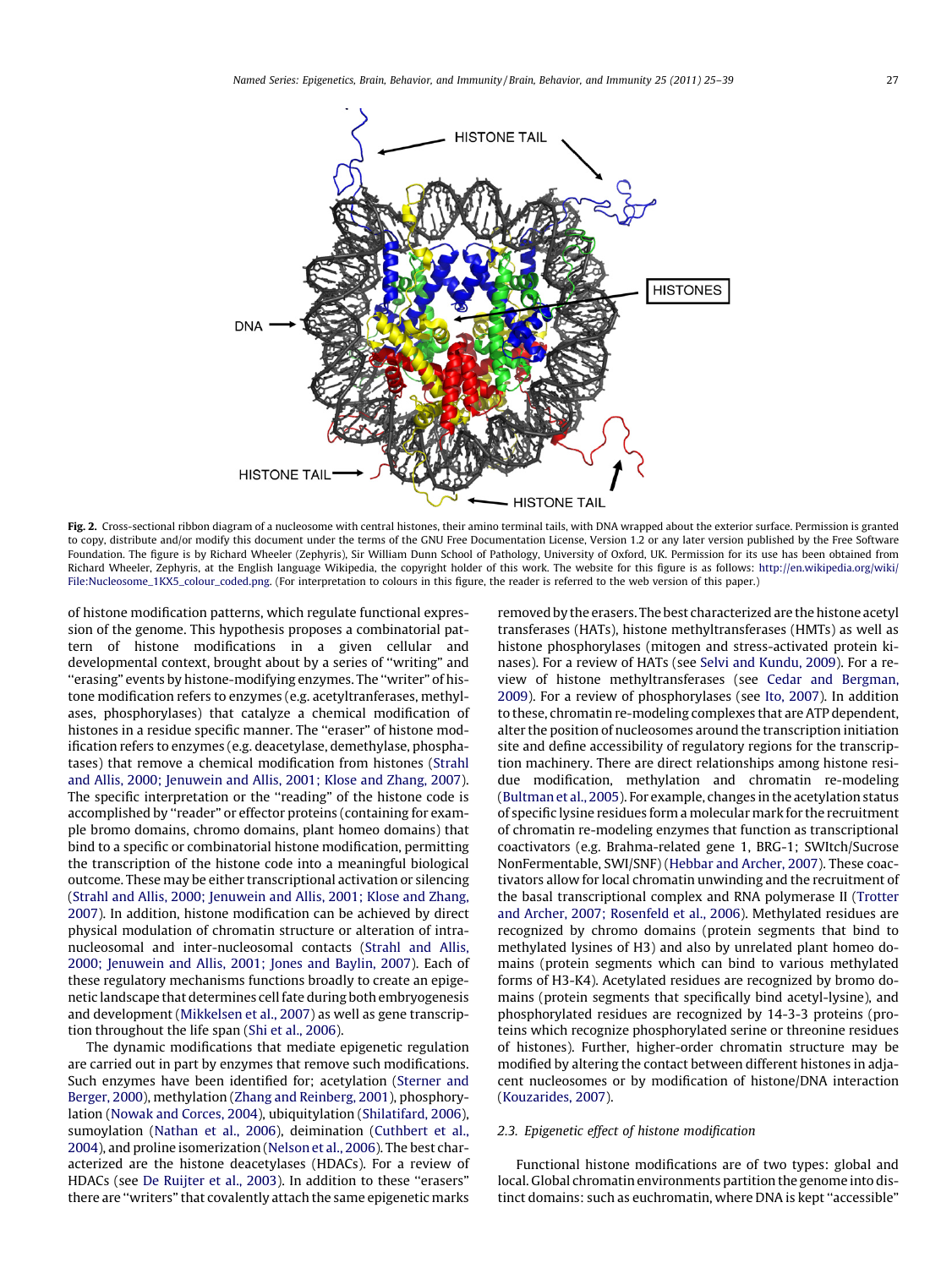**Fig. 2.** Cross-sectional ribbon diagram of a nucleosome with central histones, their amino terminal tails, with DNA wrapped about the exterior surface. Permission is granted to copy, distribute and/or modify this document under the terms of the GNU Free Documentation License, Version 1.2 or any later version published by the Free Software Foundation. The figure is by Richard Wheeler (Zephyris), Sir William Dunn School of Pathology, University of Oxford, UK. Permission for its use has been obtained from Richard Wheeler, Zephyris, at the English language Wikipedia, the copyright holder of this work. The website for this figure is as follows: http://en.wikipedia.org/wiki/File:Nucleosome_1KX5_colour_coded.png. (For interpretation to colours in this figure, the reader is referred to the web version of this paper.)

of histone modification patterns, which regulate functional expression of the genome. This hypothesis proposes a combinatorial pattern of histone modifications in a given cellular and developmental context, brought about by a series of "writing" and "erasing" events by histone-modifying enzymes. The "writer" of histone modification refers to enzymes (e.g. acetyltranferases, methylases, phosphorylases) that catalyze a chemical modification of histones in a residue specific manner. The "eraser" of histone modification refers to enzymes (e.g. deacetylase, demethylase, phosphatases) that remove a chemical modification from histones (Strahl and Allis, 2000; Jenuwein and Allis, 2001; Klose and Zhang, 2007). The specific interpretation or the "reading" of the histone code is accomplished by "reader" or effector proteins (containing for example bromo domains, chromo domains, plant homeo domains) that bind to a specific or combinatorial histone modification, permitting the transcription of the histone code into a meaningful biological outcome. These may be either transcriptional activation or silencing (Strahl and Allis, 2000; Jenuwein and Allis, 2001; Klose and Zhang, 2007). In addition, histone modification can be achieved by direct physical modulation of chromatin structure or alteration of intranucleosomal and inter-nucleosomal contacts (Strahl and Allis, 2000; Jenuwein and Allis, 2001; Jones and Baylin, 2007). Each of these regulatory mechanisms functions broadly to create an epigenetic landscape that determines cell fate during both embryogenesis and development (Mikkelsen et al., 2007) as well as gene transcription throughout the life span (Shi et al., 2006).

The dynamic modifications that mediate epigenetic regulation are carried out in part by enzymes that remove such modifications. Such enzymes have been identified for; acetylation (Sterner and Berger, 2000), methylation (Zhang and Reinberg, 2001), phosphorylation (Nowak and Corces, 2004), ubiquitylation (Shilatifard, 2006), sumoylation (Nathan et al., 2006), deimination (Cuthbert et al., 2004), and proline isomerization (Nelson et al., 2006). The best characterized are the histone deacetylases (HDACs). For a review of HDACs (see De Ruijter et al., 2003). In addition to these "erasers" there are "writers" that covalently attach the same epigenetic marks removed by the erasers. The best characterized are the histone acetyl transferases (HATs), histone methyltransferases (HMTs) as well as histone phosphorylases (mitogen and stress-activated protein kinases). For a review of HATs (see Selvi and Kundu, 2009). For a review of histone methyltransferases (see Cedar and Bergman, 2009). For a review of phosphorylases (see Ito, 2007). In addition to these, chromatin re-modeling complexes that are ATP dependent, alter the position of nucleosomes around the transcription initiation site and define accessibility of regulatory regions for the transcription machinery. There are direct relationships among histone residue modification, methylation and chromatin re-modeling (Bultman et al., 2005). For example, changes in the acetylation status of specific lysine residues form a molecular mark for the recruitment of chromatin re-modeling enzymes that function as transcriptional coactivators (e.g. Brahma-related gene 1, BRG-1; SWItch/Sucrose NonFermentable, SWI/SNF) (Hebbar and Archer, 2007). These coactivators allow for local chromatin unwinding and the recruitment of the basal transcriptional complex and RNA polymerase II (Trotter and Archer, 2007; Rosenfeld et al., 2006). Methylated residues are recognized by chromo domains (protein segments that bind to methylated lysines of H3) and also by unrelated plant homeo domains (protein segments which can bind to various methylated forms of H3-K4). Acetylated residues are recognized by bromo domains (protein segments that specifically bind acetyl-lysine), and phosphorylated residues are recognized by 14-3-3 proteins (proteins which recognize phosphorylated serine or threonine residues of histones). Further, higher-order chromatin structure may be modified by altering the contact between different histones in adjacent nucleosomes or by modification of histone/DNA interaction (Kouzarides, 2007).

### 2.3. Epigenetic effect of histone modification

Functional histone modifications are of two types: global and local. Global chromatin environments partition the genome into distinct domains: such as euchromatin, where DNA is kept "accessible"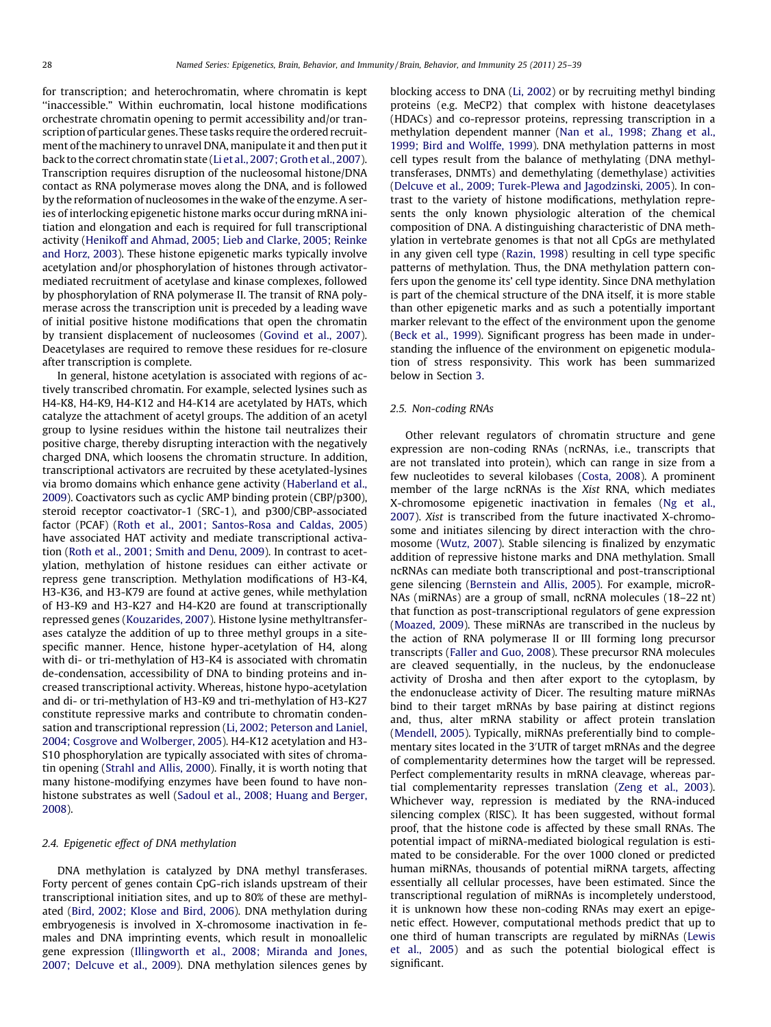for transcription; and heterochromatin, where chromatin is kept "inaccessible." Within euchromatin, local histone modifications orchestrate chromatin opening to permit accessibility and/or transcription of particular genes. These tasks require the ordered recruitment of the machinery to unravel DNA, manipulate it and then put it back to the correct chromatin state (Li et al., 2007; Groth et al., 2007). Transcription requires disruption of the nucleosomal histone/DNA contact as RNA polymerase moves along the DNA, and is followed by the reformation of nucleosomes in the wake of the enzyme. A series of interlocking epigenetic histone marks occur during mRNA initiation and elongation and each is required for full transcriptional activity (Henikoff and Ahmad, 2005; Lieb and Clarke, 2005; Reinke and Horz, 2003). These histone epigenetic marks typically involve acetylation and/or phosphorylation of histones through activator-mediated recruitment of acetylase and kinase complexes, followed by phosphorylation of RNA polymerase II. The transit of RNA polymerase across the transcription unit is preceded by a leading wave of initial positive histone modifications that open the chromatin by transient displacement of nucleosomes (Govind et al., 2007). Deacetylases are required to remove these residues for re-closure after transcription is complete.

In general, histone acetylation is associated with regions of actively transcribed chromatin. For example, selected lysines such as H4-K8, H4-K9, H4-K12 and H4-K14 are acetylated by HATs, which catalyze the attachment of acetyl groups. The addition of an acetyl group to lysine residues within the histone tail neutralizes their positive charge, thereby disrupting interaction with the negatively charged DNA, which loosens the chromatin structure. In addition, transcriptional activators are recruited by these acetylated-lysines via bromo domains which enhance gene activity (Haberland et al., 2009). Coactivators such as cyclic AMP binding protein (CBP/p300), steroid receptor coactivator-1 (SRC-1), and p300/CBP-associated factor (PCAF) (Roth et al., 2001; Santos-Rosa and Caldas, 2005) have associated HAT activity and mediate transcriptional activation (Roth et al., 2001; Smith and Denu, 2009). In contrast to acetylation, methylation of histone residues can either activate or repress gene transcription. Methylation modifications of H3-K4, H3-K36, and H3-K79 are found at active genes, while methylation of H3-K9 and H3-K27 and H4-K20 are found at transcriptionally repressed genes (Kouzarides, 2007). Histone lysine methyltransferases catalyze the addition of up to three methyl groups in a site-specific manner. Hence, histone hyper-acetylation of H4, along with di- or tri-methylation of H3-K4 is associated with chromatin de-condensation, accessibility of DNA to binding proteins and increased transcriptional activity. Whereas, histone hypo-acetylation and di- or tri-methylation of H3-K9 and tri-methylation of H3-K27 constitute repressive marks and contribute to chromatin condensation and transcriptional repression (Li, 2002; Peterson and Laniel, 2004; Cosgrove and Wolberger, 2005). H4-K12 acetylation and H3-S10 phosphorylation are typically associated with sites of chromatin opening (Strahl and Allis, 2000). Finally, it is worth noting that many histone-modifying enzymes have been found to have non-histone substrates as well (Sadoul et al., 2008; Huang and Berger, 2008).

### 2.4. Epigenetic effect of DNA methylation

DNA methylation is catalyzed by DNA methyl transferases. Forty percent of genes contain CpG-rich islands upstream of their transcriptional initiation sites, and up to 80% of these are methylated (Bird, 2002; Klose and Bird, 2006). DNA methylation during embryogenesis is involved in X-chromosome inactivation in females and DNA imprinting events, which result in monoallelic gene expression (Illingworth et al., 2008; Miranda and Jones, 2007; Delcuve et al., 2009). DNA methylation silences genes by blocking access to DNA (Li, 2002) or by recruiting methyl binding proteins (e.g. MeCP2) that complex with histone deacetylases (HDACs) and co-repressor proteins, repressing transcription in a methylation dependent manner (Nan et al., 1998; Zhang et al., 1999; Bird and Wolffe, 1999). DNA methylation patterns in most cell types result from the balance of methylating (DNA methyltransferases, DNMTs) and demethylating (demethylase) activities (Delcuve et al., 2009; Turek-Plewa and Jagodzinski, 2005). In contrast to the variety of histone modifications, methylation represents the only known physiologic alteration of the chemical composition of DNA. A distinguishing characteristic of DNA methylation in vertebrate genomes is that not all CpGs are methylated in any given cell type (Razin, 1998) resulting in cell type specific patterns of methylation. Thus, the DNA methylation pattern confers upon the genome its' cell type identity. Since DNA methylation is part of the chemical structure of the DNA itself, it is more stable than other epigenetic marks and as such a potentially important marker relevant to the effect of the environment upon the genome (Beck et al., 1999). Significant progress has been made in understanding the influence of the environment on epigenetic modulation of stress responsivity. This work has been summarized below in Section 3.

### 2.5. Non-coding RNAs

Other relevant regulators of chromatin structure and gene expression are non-coding RNAs (ncRNAs, i.e., transcripts that are not translated into protein), which can range in size from a few nucleotides to several kilobases (Costa, 2008). A prominent member of the large ncRNAs is the *Xist* RNA, which mediates X-chromosome epigenetic inactivation in females (Ng et al., 2007). *Xist* is transcribed from the future inactivated X-chromosome and initiates silencing by direct interaction with the chromosome (Wutz, 2007). Stable silencing is finalized by enzymatic addition of repressive histone marks and DNA methylation. Small ncRNAs can mediate both transcriptional and post-transcriptional gene silencing (Bernstein and Allis, 2005). For example, microRNAs (miRNAs) are a group of small, ncRNA molecules (18–22 nt) that function as post-transcriptional regulators of gene expression (Moazed, 2009). These miRNAs are transcribed in the nucleus by the action of RNA polymerase II or III forming long precursor transcripts (Faller and Guo, 2008). These precursor RNA molecules are cleaved sequentially, in the nucleus, by the endonuclease activity of Drosha and then after export to the cytoplasm, by the endonuclease activity of Dicer. The resulting mature miRNAs bind to their target mRNAs by base pairing at distinct regions and, thus, alter mRNA stability or affect protein translation (Mendell, 2005). Typically, miRNAs preferentially bind to complementary sites located in the 3′UTR of target mRNAs and the degree of complementarity determines how the target will be repressed. Perfect complementarity results in mRNA cleavage, whereas partial complementarity represses translation (Zeng et al., 2003). Whichever way, repression is mediated by the RNA-induced silencing complex (RISC). It has been suggested, without formal proof, that the histone code is affected by these small RNAs. The potential impact of miRNA-mediated biological regulation is estimated to be considerable. For the over 1000 cloned or predicted human miRNAs, thousands of potential miRNA targets, affecting essentially all cellular processes, have been estimated. Since the transcriptional regulation of miRNAs is incompletely understood, it is unknown how these non-coding RNAs may exert an epigenetic effect. However, computational methods predict that up to one third of human transcripts are regulated by miRNAs (Lewis et al., 2005) and as such the potential biological effect is significant.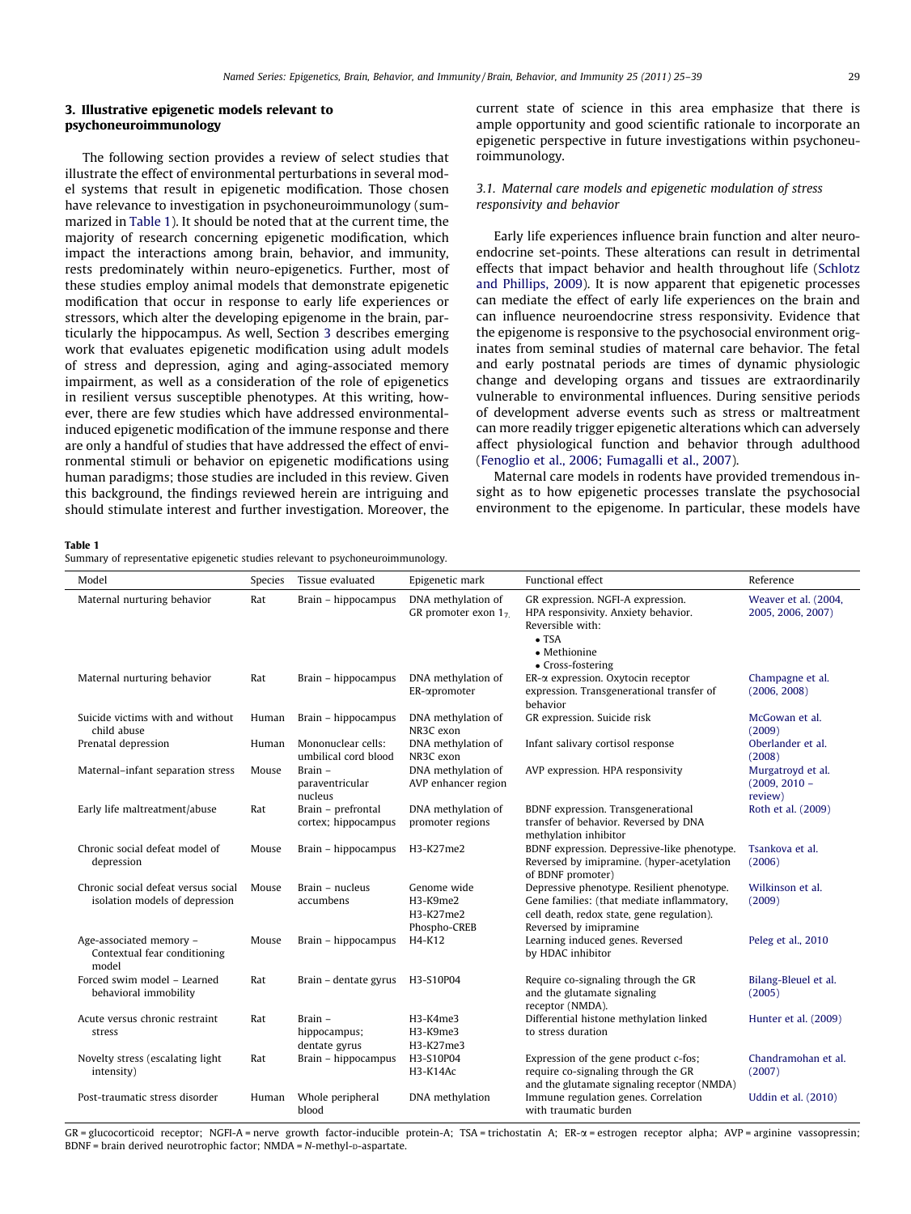## 3. Illustrative epigenetic models relevant to psychoneuroimmunology

The following section provides a review of select studies that illustrate the effect of environmental perturbations in several model systems that result in epigenetic modification. Those chosen have relevance to investigation in psychoneuroimmunology (summarized in Table 1). It should be noted that at the current time, the majority of research concerning epigenetic modification, which impact the interactions among brain, behavior, and immunity, rests predominately within neuro-epigenetics. Further, most of these studies employ animal models that demonstrate epigenetic modification that occur in response to early life experiences or stressors, which alter the developing epigenome in the brain, particularly the hippocampus. As well, Section 3 describes emerging work that evaluates epigenetic modification using adult models of stress and depression, aging and aging-associated memory impairment, as well as a consideration of the role of epigenetics in resilient versus susceptible phenotypes. At this writing, however, there are few studies which have addressed environmental-induced epigenetic modification of the immune response and there are only a handful of studies that have addressed the effect of environmental stimuli or behavior on epigenetic modifications using human paradigms; those studies are included in this review. Given this background, the findings reviewed herein are intriguing and should stimulate interest and further investigation. Moreover, the current state of science in this area emphasize that there is ample opportunity and good scientific rationale to incorporate an epigenetic perspective in future investigations within psychoneuroimmunology.

### 3.1. Maternal care models and epigenetic modulation of stress responsivity and behavior

Early life experiences influence brain function and alter neuroendocrine set-points. These alterations can result in detrimental effects that impact behavior and health throughout life (Schlotz and Phillips, 2009). It is now apparent that epigenetic processes can mediate the effect of early life experiences on the brain and can influence neuroendocrine stress responsivity. Evidence that the epigenome is responsive to the psychosocial environment originates from seminal studies of maternal care behavior. The fetal and early postnatal periods are times of dynamic physiologic change and developing organs and tissues are extraordinarily vulnerable to environmental influences. During sensitive periods of development adverse events such as stress or maltreatment can more readily trigger epigenetic alterations which can adversely affect physiological function and behavior through adulthood (Fenoglio et al., 2006; Fumagalli et al., 2007).

Maternal care models in rodents have provided tremendous insight as to how epigenetic processes translate the psychosocial environment to the epigenome. In particular, these models have

**Table 1**
Summary of representative epigenetic studies relevant to psychoneuroimmunology.

| Model | Species | Tissue evaluated | Epigenetic mark | Functional effect | Reference |
|---|---|---|---|---|---|
| Maternal nurturing behavior | Rat | Brain – hippocampus | DNA methylation of GR promoter exon $1_7$ | GR expression. NGFI-A expression. HPA responsivity. Anxiety behavior. Reversible with: • TSA • Methionine • Cross-fostering | Weaver et al. (2004, 2005, 2006, 2007) |
| Maternal nurturing behavior | Rat | Brain – hippocampus | DNA methylation of ER-α promoter | ER-α expression. Oxytocin receptor expression. Transgenerational transfer of behavior | Champagne et al. (2006, 2008) |
| Suicide victims with and without child abuse | Human | Brain – hippocampus | DNA methylation of NR3C exon | GR expression. Suicide risk | McGowan et al. (2009) |
| Prenatal depression | Human | Mononuclear cells: umbilical cord blood | DNA methylation of NR3C exon | Infant salivary cortisol response | Oberlander et al. (2008) |
| Maternal–infant separation stress | Mouse | Brain – paraventricular nucleus | DNA methylation of AVP enhancer region | AVP expression. HPA responsivity | Murgatroyd et al. (2009, 2010 – review) |
| Early life maltreatment/abuse | Rat | Brain – prefrontal cortex; hippocampus | DNA methylation of promoter regions | BDNF expression. Transgenerational transfer of behavior. Reversed by DNA methylation inhibitor | Roth et al. (2009) |
| Chronic social defeat model of depression | Mouse | Brain – hippocampus | H3-K27me2 | BDNF expression. Depressive-like phenotype. Reversed by imipramine. (hyper-acetylation of BDNF promoter) | Tsankova et al. (2006) |
| Chronic social defeat versus social isolation models of depression | Mouse | Brain – nucleus accumbens | Genome wide H3-K9me2 H3-K27me2 Phospho-CREB | Depressive phenotype. Resilient phenotype. Gene families: (that mediate inflammatory, cell death, redox state, gene regulation). Reversed by imipramine | Wilkinson et al. (2009) |
| Age-associated memory – Contextual fear conditioning model | Mouse | Brain – hippocampus | H4-K12 | Learning induced genes. Reversed by HDAC inhibitor | Peleg et al., 2010 |
| Forced swim model – Learned behavioral immobility | Rat | Brain – dentate gyrus | H3-S10P04 | Require co-signaling through the GR and the glutamate signaling receptor (NMDA). | Bilang-Bleuel et al. (2005) |
| Acute versus chronic restraint stress | Rat | Brain – hippocampus; dentate gyrus | H3-K4me3 H3-K9me3 H3-K27me3 | Differential histone methylation linked to stress duration | Hunter et al. (2009) |
| Novelty stress (escalating light intensity) | Rat | Brain – hippocampus | H3-S10P04 H3-K14Ac | Expression of the gene product c-fos; require co-signaling through the GR and the glutamate signaling receptor (NMDA) | Chandramohan et al. (2007) |
| Post-traumatic stress disorder | Human | Whole peripheral blood | DNA methylation | Immune regulation genes. Correlation with traumatic burden | Uddin et al. (2010) |

GR = glucocorticoid receptor; NGFI-A = nerve growth factor-inducible protein-A; TSA = trichostatin A; ER-α = estrogen receptor alpha; AVP = arginine vassopressin; BDNF = brain derived neurotrophic factor; NMDA = N-methyl-D-aspartate.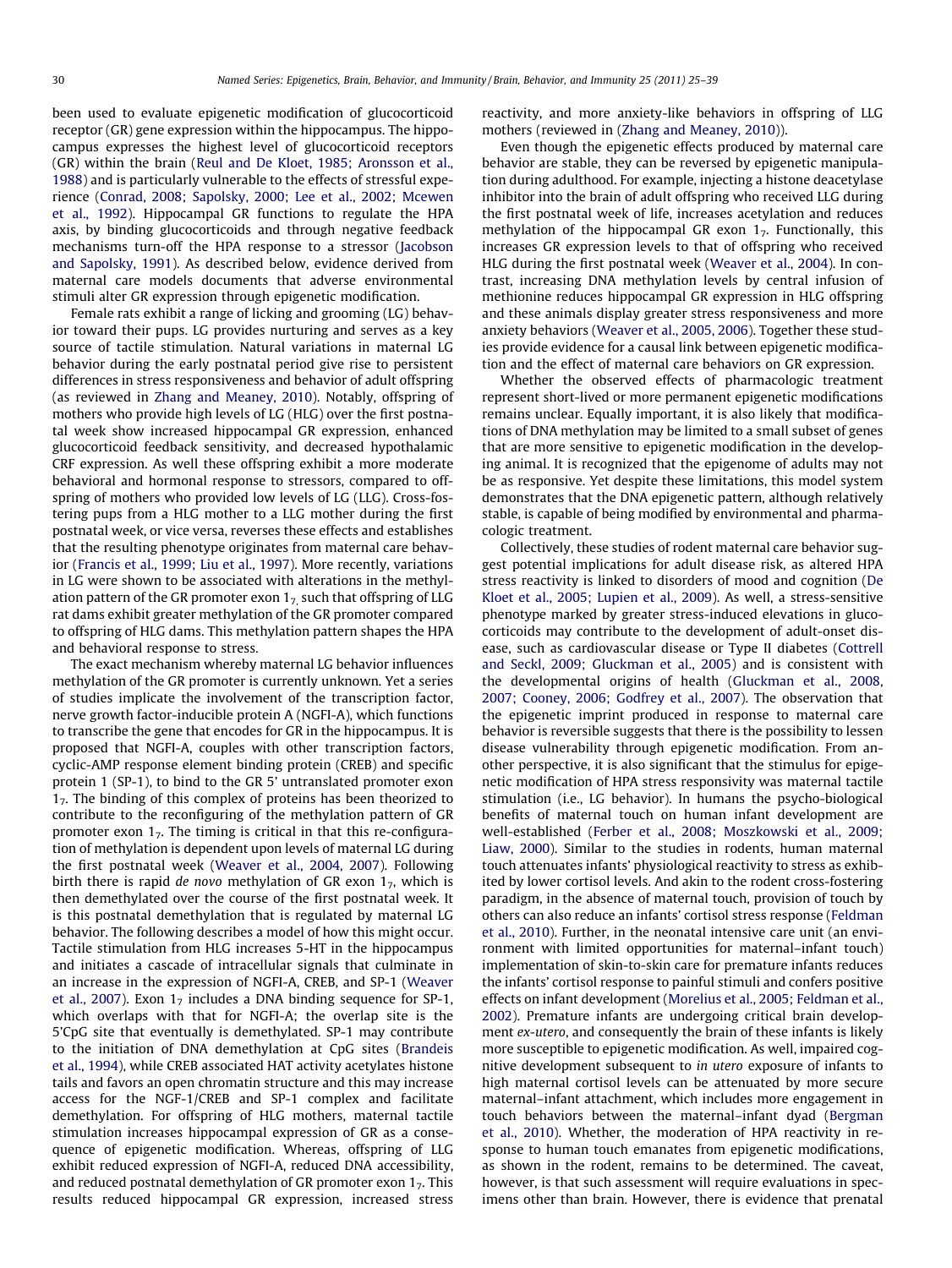been used to evaluate epigenetic modification of glucocorticoid receptor (GR) gene expression within the hippocampus. The hippocampus expresses the highest level of glucocorticoid receptors (GR) within the brain (Reul and De Kloet, 1985; Aronsson et al., 1988) and is particularly vulnerable to the effects of stressful experience (Conrad, 2008; Sapolsky, 2000; Lee et al., 2002; Mcewen et al., 1992). Hippocampal GR functions to regulate the HPA axis, by binding glucocorticoids and through negative feedback mechanisms turn-off the HPA response to a stressor (Jacobson and Sapolsky, 1991). As described below, evidence derived from maternal care models documents that adverse environmental stimuli alter GR expression through epigenetic modification.

Female rats exhibit a range of licking and grooming (LG) behavior toward their pups. LG provides nurturing and serves as a key source of tactile stimulation. Natural variations in maternal LG behavior during the early postnatal period give rise to persistent differences in stress responsiveness and behavior of adult offspring (as reviewed in Zhang and Meaney, 2010). Notably, offspring of mothers who provide high levels of LG (HLG) over the first postnatal week show increased hippocampal GR expression, enhanced glucocorticoid feedback sensitivity, and decreased hypothalamic CRF expression. As well these offspring exhibit a more moderate behavioral and hormonal response to stressors, compared to offspring of mothers who provided low levels of LG (LLG). Cross-fostering pups from a HLG mother to a LLG mother during the first postnatal week, or vice versa, reverses these effects and establishes that the resulting phenotype originates from maternal care behavior (Francis et al., 1999; Liu et al., 1997). More recently, variations in LG were shown to be associated with alterations in the methylation pattern of the GR promoter exon $1_7$, such that offspring of LLG rat dams exhibit greater methylation of the GR promoter compared to offspring of HLG dams. This methylation pattern shapes the HPA and behavioral response to stress.

The exact mechanism whereby maternal LG behavior influences methylation of the GR promoter is currently unknown. Yet a series of studies implicate the involvement of the transcription factor, nerve growth factor-inducible protein A (NGFI-A), which functions to transcribe the gene that encodes for GR in the hippocampus. It is proposed that NGFI-A, couples with other transcription factors, cyclic-AMP response element binding protein (CREB) and specific protein 1 (SP-1), to bind to the GR 5' untranslated promoter exon $1_7$. The binding of this complex of proteins has been theorized to contribute to the reconfiguring of the methylation pattern of GR promoter exon $1_7$. The timing is critical in that this re-configuration of methylation is dependent upon levels of maternal LG during the first postnatal week (Weaver et al., 2004, 2007). Following birth there is rapid *de novo* methylation of GR exon $1_7$, which is then demethylated over the course of the first postnatal week. It is this postnatal demethylation that is regulated by maternal LG behavior. The following describes a model of how this might occur. Tactile stimulation from HLG increases 5-HT in the hippocampus and initiates a cascade of intracellular signals that culminate in an increase in the expression of NGFI-A, CREB, and SP-1 (Weaver et al., 2007). Exon $1_7$ includes a DNA binding sequence for SP-1, which overlaps with that for NGFI-A; the overlap site is the 5'CpG site that eventually is demethylated. SP-1 may contribute to the initiation of DNA demethylation at CpG sites (Brandeis et al., 1994), while CREB associated HAT activity acetylates histone tails and favors an open chromatin structure and this may increase access for the NGF-1/CREB and SP-1 complex and facilitate demethylation. For offspring of HLG mothers, maternal tactile stimulation increases hippocampal expression of GR as a consequence of epigenetic modification. Whereas, offspring of LLG exhibit reduced expression of NGFI-A, reduced DNA accessibility, and reduced postnatal demethylation of GR promoter exon $1_7$. This results reduced hippocampal GR expression, increased stress reactivity, and more anxiety-like behaviors in offspring of LLG mothers (reviewed in (Zhang and Meaney, 2010)).

Even though the epigenetic effects produced by maternal care behavior are stable, they can be reversed by epigenetic manipulation during adulthood. For example, injecting a histone deacetylase inhibitor into the brain of adult offspring who received LLG during the first postnatal week of life, increases acetylation and reduces methylation of the hippocampal GR exon $1_7$. Functionally, this increases GR expression levels to that of offspring who received HLG during the first postnatal week (Weaver et al., 2004). In contrast, increasing DNA methylation levels by central infusion of methionine reduces hippocampal GR expression in HLG offspring and these animals display greater stress responsiveness and more anxiety behaviors (Weaver et al., 2005, 2006). Together these studies provide evidence for a causal link between epigenetic modification and the effect of maternal care behaviors on GR expression.

Whether the observed effects of pharmacologic treatment represent short-lived or more permanent epigenetic modifications remains unclear. Equally important, it is also likely that modifications of DNA methylation may be limited to a small subset of genes that are more sensitive to epigenetic modification in the developing animal. It is recognized that the epigenome of adults may not be as responsive. Yet despite these limitations, this model system demonstrates that the DNA epigenetic pattern, although relatively stable, is capable of being modified by environmental and pharmacologic treatment.

Collectively, these studies of rodent maternal care behavior suggest potential implications for adult disease risk, as altered HPA stress reactivity is linked to disorders of mood and cognition (De Kloet et al., 2005; Lupien et al., 2009). As well, a stress-sensitive phenotype marked by greater stress-induced elevations in glucocorticoids may contribute to the development of adult-onset disease, such as cardiovascular disease or Type II diabetes (Cottrell and Seckl, 2009; Gluckman et al., 2005) and is consistent with the developmental origins of health (Gluckman et al., 2008, 2007; Cooney, 2006; Godfrey et al., 2007). The observation that the epigenetic imprint produced in response to maternal care behavior is reversible suggests that there is the possibility to lessen disease vulnerability through epigenetic modification. From another perspective, it is also significant that the stimulus for epigenetic modification of HPA stress responsivity was maternal tactile stimulation (i.e., LG behavior). In humans the psycho-biological benefits of maternal touch on human infant development are well-established (Ferber et al., 2008; Moszkowski et al., 2009; Liaw, 2000). Similar to the studies in rodents, human maternal touch attenuates infants' physiological reactivity to stress as exhibited by lower cortisol levels. And akin to the rodent cross-fostering paradigm, in the absence of maternal touch, provision of touch by others can also reduce an infants' cortisol stress response (Feldman et al., 2010). Further, in the neonatal intensive care unit (an environment with limited opportunities for maternal–infant touch) implementation of skin-to-skin care for premature infants reduces the infants' cortisol response to painful stimuli and confers positive effects on infant development (Morelius et al., 2005; Feldman et al., 2002). Premature infants are undergoing critical brain development *ex-utero*, and consequently the brain of these infants is likely more susceptible to epigenetic modification. As well, impaired cognitive development subsequent to *in utero* exposure of infants to high maternal cortisol levels can be attenuated by more secure maternal–infant attachment, which includes more engagement in touch behaviors between the maternal–infant dyad (Bergman et al., 2010). Whether, the moderation of HPA reactivity in response to human touch emanates from epigenetic modifications, as shown in the rodent, remains to be determined. The caveat, however, is that such assessment will require evaluations in specimens other than brain. However, there is evidence that prenatal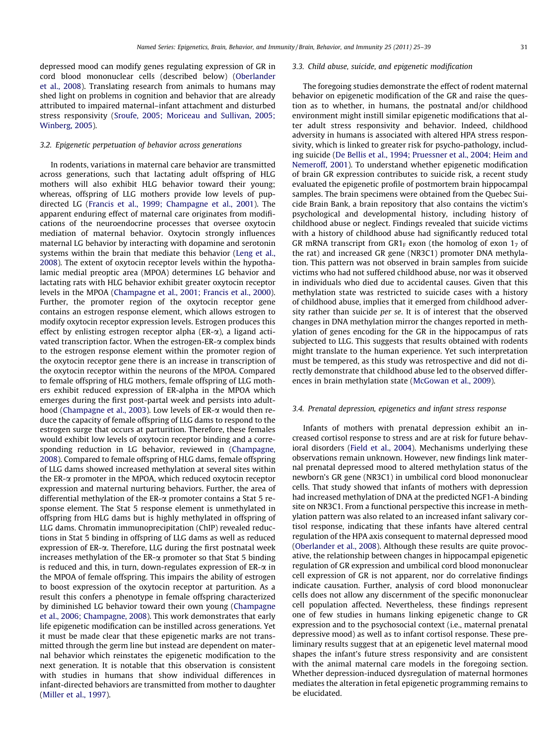depressed mood can modify genes regulating expression of GR in cord blood mononuclear cells (described below) (Oberlander et al., 2008). Translating research from animals to humans may shed light on problems in cognition and behavior that are already attributed to impaired maternal–infant attachment and disturbed stress responsivity (Sroufe, 2005; Moriceau and Sullivan, 2005; Winberg, 2005).

### 3.2. Epigenetic perpetuation of behavior across generations

In rodents, variations in maternal care behavior are transmitted across generations, such that lactating adult offspring of HLG mothers will also exhibit HLG behavior toward their young; whereas, offspring of LLG mothers provide low levels of pup-directed LG (Francis et al., 1999; Champagne et al., 2001). The apparent enduring effect of maternal care originates from modifications of the neuroendocrine processes that oversee oxytocin mediation of maternal behavior. Oxytocin strongly influences maternal LG behavior by interacting with dopamine and serotonin systems within the brain that mediate this behavior (Leng et al., 2008). The extent of oxytocin receptor levels within the hypothalamic medial preoptic area (MPOA) determines LG behavior and lactating rats with HLG behavior exhibit greater oxytocin receptor levels in the MPOA (Champagne et al., 2001; Francis et al., 2000). Further, the promoter region of the oxytocin receptor gene contains an estrogen response element, which allows estrogen to modify oxytocin receptor expression levels. Estrogen produces this effect by enlisting estrogen receptor alpha (ER-$\alpha$), a ligand activated transcription factor. When the estrogen-ER-$\alpha$ complex binds to the estrogen response element within the promoter region of the oxytocin receptor gene there is an increase in transcription of the oxytocin receptor within the neurons of the MPOA. Compared to female offspring of HLG mothers, female offspring of LLG mothers exhibit reduced expression of ER-alpha in the MPOA which emerges during the first post-partal week and persists into adulthood (Champagne et al., 2003). Low levels of ER-$\alpha$ would then reduce the capacity of female offspring of LLG dams to respond to the estrogen surge that occurs at parturition. Therefore, these females would exhibit low levels of oxytocin receptor binding and a corresponding reduction in LG behavior, reviewed in (Champagne, 2008). Compared to female offspring of HLG dams, female offspring of LLG dams showed increased methylation at several sites within the ER-$\alpha$ promoter in the MPOA, which reduced oxytocin receptor expression and maternal nurturing behaviors. Further, the area of differential methylation of the ER-$\alpha$ promoter contains a Stat 5 response element. The Stat 5 response element is unmethylated in offspring from HLG dams but is highly methylated in offspring of LLG dams. Chromatin immunoprecipitation (ChIP) revealed reductions in Stat 5 binding in offspring of LLG dams as well as reduced expression of ER-$\alpha$. Therefore, LLG during the first postnatal week increases methylation of the ER-$\alpha$ promoter so that Stat 5 binding is reduced and this, in turn, down-regulates expression of ER-$\alpha$ in the MPOA of female offspring. This impairs the ability of estrogen to boost expression of the oxytocin receptor at parturition. As a result this confers a phenotype in female offspring characterized by diminished LG behavior toward their own young (Champagne et al., 2006; Champagne, 2008). This work demonstrates that early life epigenetic modification can be instilled across generations. Yet it must be made clear that these epigenetic marks are not transmitted through the germ line but instead are dependent on maternal behavior which reinstates the epigenetic modification to the next generation. It is notable that this observation is consistent with studies in humans that show individual differences in infant-directed behaviors are transmitted from mother to daughter (Miller et al., 1997).

### 3.3. Child abuse, suicide, and epigenetic modification

The foregoing studies demonstrate the effect of rodent maternal behavior on epigenetic modification of the GR and raise the question as to whether, in humans, the postnatal and/or childhood environment might instill similar epigenetic modifications that alter adult stress responsivity and behavior. Indeed, childhood adversity in humans is associated with altered HPA stress responsivity, which is linked to greater risk for psycho-pathology, including suicide (De Bellis et al., 1994; Pruessner et al., 2004; Heim and Nemeroff, 2001). To understand whether epigenetic modification of brain GR expression contributes to suicide risk, a recent study evaluated the epigenetic profile of postmortem brain hippocampal samples. The brain specimens were obtained from the Quebec Suicide Brain Bank, a brain repository that also contains the victim's psychological and developmental history, including history of childhood abuse or neglect. Findings revealed that suicide victims with a history of childhood abuse had significantly reduced total GR mRNA transcript from $GR1_F$ exon (the homolog of exon $1_7$ of the rat) and increased GR gene (NR3C1) promoter DNA methylation. This pattern was not observed in brain samples from suicide victims who had not suffered childhood abuse, nor was it observed in individuals who died due to accidental causes. Given that this methylation state was restricted to suicide cases with a history of childhood abuse, implies that it emerged from childhood adversity rather than suicide *per se*. It is of interest that the observed changes in DNA methylation mirror the changes reported in methylation of genes encoding for the GR in the hippocampus of rats subjected to LLG. This suggests that results obtained with rodents might translate to the human experience. Yet such interpretation must be tempered, as this study was retrospective and did not directly demonstrate that childhood abuse led to the observed differences in brain methylation state (McGowan et al., 2009).

### 3.4. Prenatal depression, epigenetics and infant stress response

Infants of mothers with prenatal depression exhibit an increased cortisol response to stress and are at risk for future behavioral disorders (Field et al., 2004). Mechanisms underlying these observations remain unknown. However, new findings link maternal prenatal depressed mood to altered methylation status of the newborn's GR gene (NR3C1) in umbilical cord blood mononuclear cells. That study showed that infants of mothers with depression had increased methylation of DNA at the predicted NGF1-A binding site on NR3C1. From a functional perspective this increase in methylation pattern was also related to an increased infant salivary cortisol response, indicating that these infants have altered central regulation of the HPA axis consequent to maternal depressed mood (Oberlander et al., 2008). Although these results are quite provocative, the relationship between changes in hippocampal epigenetic regulation of GR expression and umbilical cord blood mononuclear cell expression of GR is not apparent, nor do correlative findings indicate causation. Further, analysis of cord blood mononuclear cells does not allow any discernment of the specific mononuclear cell population affected. Nevertheless, these findings represent one of few studies in humans linking epigenetic change to GR expression and to the psychosocial context (i.e., maternal prenatal depressive mood) as well as to infant cortisol response. These preliminary results suggest that at an epigenetic level maternal mood shapes the infant's future stress responsivity and are consistent with the animal maternal care models in the foregoing section. Whether depression-induced dysregulation of maternal hormones mediates the alteration in fetal epigenetic programming remains to be elucidated.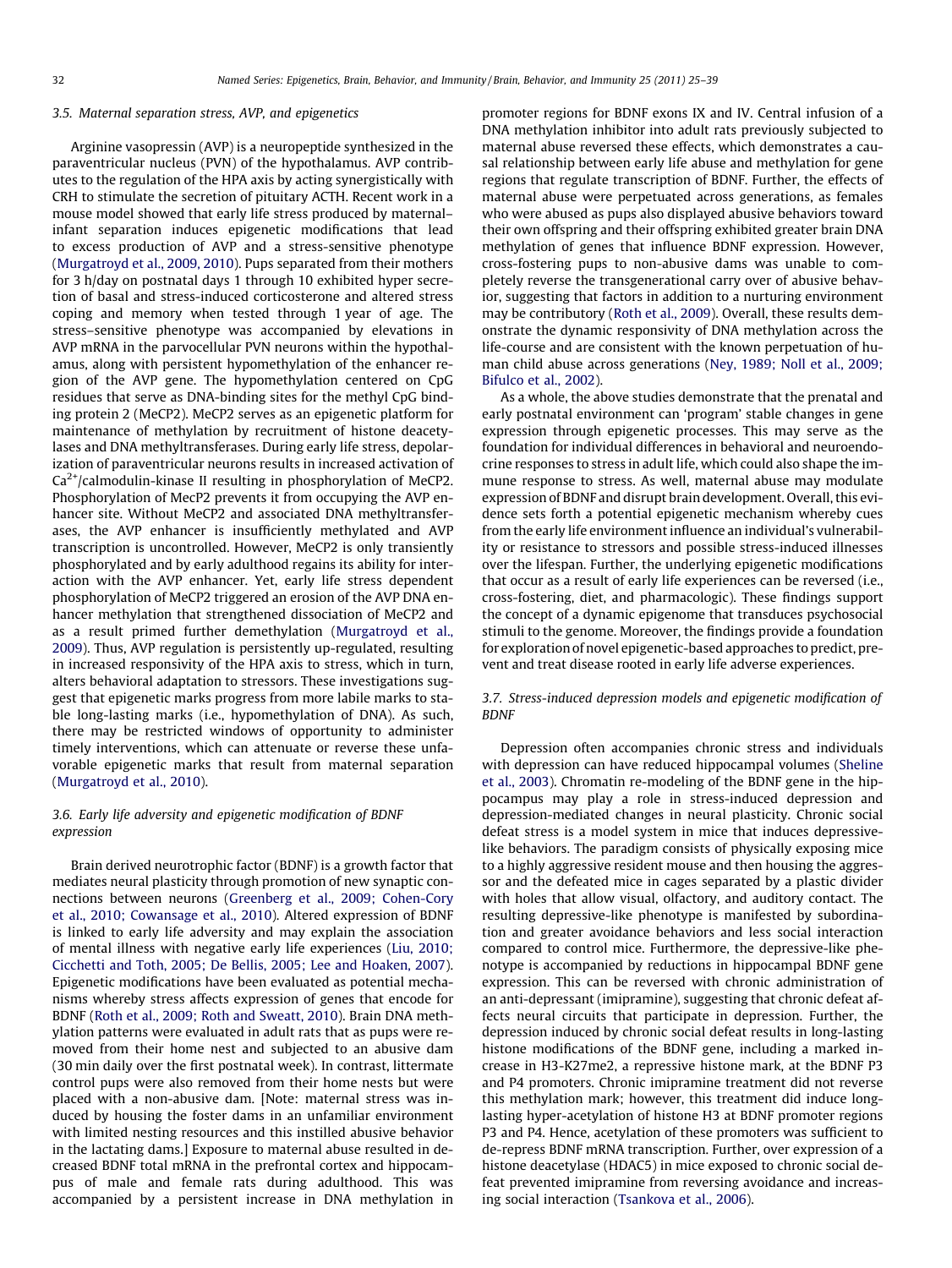### 3.5. Maternal separation stress, AVP, and epigenetics

Arginine vasopressin (AVP) is a neuropeptide synthesized in the paraventricular nucleus (PVN) of the hypothalamus. AVP contributes to the regulation of the HPA axis by acting synergistically with CRH to stimulate the secretion of pituitary ACTH. Recent work in a mouse model showed that early life stress produced by maternal–infant separation induces epigenetic modifications that lead to excess production of AVP and a stress-sensitive phenotype (Murgatroyd et al., 2009, 2010). Pups separated from their mothers for 3 h/day on postnatal days 1 through 10 exhibited hyper secretion of basal and stress-induced corticosterone and altered stress coping and memory when tested through 1 year of age. The stress–sensitive phenotype was accompanied by elevations in AVP mRNA in the parvocellular PVN neurons within the hypothalamus, along with persistent hypomethylation of the enhancer region of the AVP gene. The hypomethylation centered on CpG residues that serve as DNA-binding sites for the methyl CpG binding protein 2 (MeCP2). MeCP2 serves as an epigenetic platform for maintenance of methylation by recruitment of histone deacetylases and DNA methyltransferases. During early life stress, depolarization of paraventricular neurons results in increased activation of $Ca^{2+}$/calmodulin-kinase II resulting in phosphorylation of MeCP2. Phosphorylation of MecP2 prevents it from occupying the AVP enhancer site. Without MeCP2 and associated DNA methyltransferases, the AVP enhancer is insufficiently methylated and AVP transcription is uncontrolled. However, MeCP2 is only transiently phosphorylated and by early adulthood regains its ability for interaction with the AVP enhancer. Yet, early life stress dependent phosphorylation of MeCP2 triggered an erosion of the AVP DNA enhancer methylation that strengthened dissociation of MeCP2 and as a result primed further demethylation (Murgatroyd et al., 2009). Thus, AVP regulation is persistently up-regulated, resulting in increased responsivity of the HPA axis to stress, which in turn, alters behavioral adaptation to stressors. These investigations suggest that epigenetic marks progress from more labile marks to stable long-lasting marks (i.e., hypomethylation of DNA). As such, there may be restricted windows of opportunity to administer timely interventions, which can attenuate or reverse these unfavorable epigenetic marks that result from maternal separation (Murgatroyd et al., 2010).

### 3.6. Early life adversity and epigenetic modification of BDNF expression

Brain derived neurotrophic factor (BDNF) is a growth factor that mediates neural plasticity through promotion of new synaptic connections between neurons (Greenberg et al., 2009; Cohen-Cory et al., 2010; Cowansage et al., 2010). Altered expression of BDNF is linked to early life adversity and may explain the association of mental illness with negative early life experiences (Liu, 2010; Cicchetti and Toth, 2005; De Bellis, 2005; Lee and Hoaken, 2007). Epigenetic modifications have been evaluated as potential mechanisms whereby stress affects expression of genes that encode for BDNF (Roth et al., 2009; Roth and Sweatt, 2010). Brain DNA methylation patterns were evaluated in adult rats that as pups were removed from their home nest and subjected to an abusive dam (30 min daily over the first postnatal week). In contrast, littermate control pups were also removed from their home nests but were placed with a non-abusive dam. [Note: maternal stress was induced by housing the foster dams in an unfamiliar environment with limited nesting resources and this instilled abusive behavior in the lactating dams.] Exposure to maternal abuse resulted in decreased BDNF total mRNA in the prefrontal cortex and hippocampus of male and female rats during adulthood. This was accompanied by a persistent increase in DNA methylation in promoter regions for BDNF exons IX and IV. Central infusion of a DNA methylation inhibitor into adult rats previously subjected to maternal abuse reversed these effects, which demonstrates a causal relationship between early life abuse and methylation for gene regions that regulate transcription of BDNF. Further, the effects of maternal abuse were perpetuated across generations, as females who were abused as pups also displayed abusive behaviors toward their own offspring and their offspring exhibited greater brain DNA methylation of genes that influence BDNF expression. However, cross-fostering pups to non-abusive dams was unable to completely reverse the transgenerational carry over of abusive behavior, suggesting that factors in addition to a nurturing environment may be contributory (Roth et al., 2009). Overall, these results demonstrate the dynamic responsivity of DNA methylation across the life-course and are consistent with the known perpetuation of human child abuse across generations (Ney, 1989; Noll et al., 2009; Bifulco et al., 2002).

As a whole, the above studies demonstrate that the prenatal and early postnatal environment can 'program' stable changes in gene expression through epigenetic processes. This may serve as the foundation for individual differences in behavioral and neuroendocrine responses to stress in adult life, which could also shape the immune response to stress. As well, maternal abuse may modulate expression of BDNF and disrupt brain development. Overall, this evidence sets forth a potential epigenetic mechanism whereby cues from the early life environment influence an individual's vulnerability or resistance to stressors and possible stress-induced illnesses over the lifespan. Further, the underlying epigenetic modifications that occur as a result of early life experiences can be reversed (i.e., cross-fostering, diet, and pharmacologic). These findings support the concept of a dynamic epigenome that transduces psychosocial stimuli to the genome. Moreover, the findings provide a foundation for exploration of novel epigenetic-based approaches to predict, prevent and treat disease rooted in early life adverse experiences.

### 3.7. Stress-induced depression models and epigenetic modification of BDNF

Depression often accompanies chronic stress and individuals with depression can have reduced hippocampal volumes (Sheline et al., 2003). Chromatin re-modeling of the BDNF gene in the hippocampus may play a role in stress-induced depression and depression-mediated changes in neural plasticity. Chronic social defeat stress is a model system in mice that induces depressive-like behaviors. The paradigm consists of physically exposing mice to a highly aggressive resident mouse and then housing the aggressor and the defeated mice in cages separated by a plastic divider with holes that allow visual, olfactory, and auditory contact. The resulting depressive-like phenotype is manifested by subordination and greater avoidance behaviors and less social interaction compared to control mice. Furthermore, the depressive-like phenotype is accompanied by reductions in hippocampal BDNF gene expression. This can be reversed with chronic administration of an anti-depressant (imipramine), suggesting that chronic defeat affects neural circuits that participate in depression. Further, the depression induced by chronic social defeat results in long-lasting histone modifications of the BDNF gene, including a marked increase in H3-K27me2, a repressive histone mark, at the BDNF P3 and P4 promoters. Chronic imipramine treatment did not reverse this methylation mark; however, this treatment did induce long-lasting hyper-acetylation of histone H3 at BDNF promoter regions P3 and P4. Hence, acetylation of these promoters was sufficient to de-repress BDNF mRNA transcription. Further, over expression of a histone deacetylase (HDAC5) in mice exposed to chronic social defeat prevented imipramine from reversing avoidance and increasing social interaction (Tsankova et al., 2006).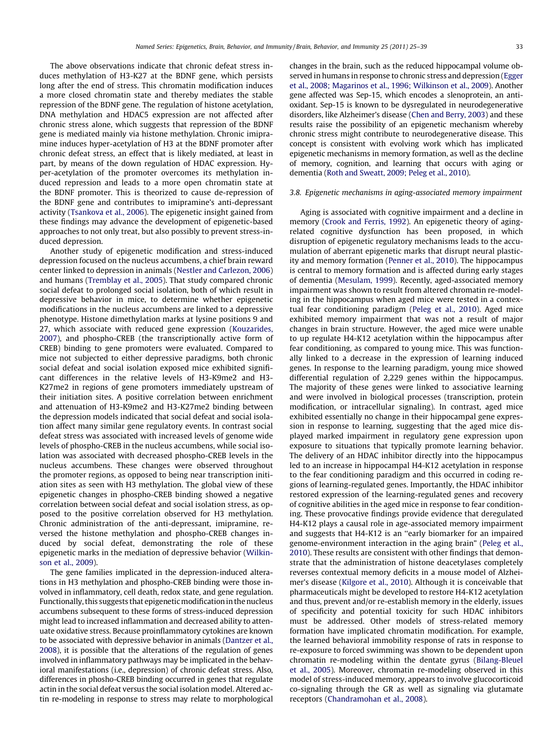The above observations indicate that chronic defeat stress induces methylation of H3-K27 at the BDNF gene, which persists long after the end of stress. This chromatin modification induces a more closed chromatin state and thereby mediates the stable repression of the BDNF gene. The regulation of histone acetylation, DNA methylation and HDAC5 expression are not affected after chronic stress alone, which suggests that repression of the BDNF gene is mediated mainly via histone methylation. Chronic imipramine induces hyper-acetylation of H3 at the BDNF promoter after chronic defeat stress, an effect that is likely mediated, at least in part, by means of the down regulation of HDAC expression. Hyper-acetylation of the promoter overcomes its methylation induced repression and leads to a more open chromatin state at the BDNF promoter. This is theorized to cause de-repression of the BDNF gene and contributes to imipramine's anti-depressant activity (Tsankova et al., 2006). The epigenetic insight gained from these findings may advance the development of epigenetic-based approaches to not only treat, but also possibly to prevent stress-induced depression.

Another study of epigenetic modification and stress-induced depression focused on the nucleus accumbens, a chief brain reward center linked to depression in animals (Nestler and Carlezon, 2006) and humans (Tremblay et al., 2005). That study compared chronic social defeat to prolonged social isolation, both of which result in depressive behavior in mice, to determine whether epigenetic modifications in the nucleus accumbens are linked to a depressive phenotype. Histone dimethylation marks at lysine positions 9 and 27, which associate with reduced gene expression (Kouzarides, 2007), and phospho-CREB (the transcriptionally active form of CREB) binding to gene promoters were evaluated. Compared to mice not subjected to either depressive paradigms, both chronic social defeat and social isolation exposed mice exhibited significant differences in the relative levels of H3-K9me2 and H3-K27me2 in regions of gene promoters immediately upstream of their initiation sites. A positive correlation between enrichment and attenuation of H3-K9me2 and H3-K27me2 binding between the depression models indicated that social defeat and social isolation affect many similar gene regulatory events. In contrast social defeat stress was associated with increased levels of genome wide levels of phospho-CREB in the nucleus accumbens, while social isolation was associated with decreased phospho-CREB levels in the nucleus accumbens. These changes were observed throughout the promoter regions, as opposed to being near transcription initiation sites as seen with H3 methylation. The global view of these epigenetic changes in phospho-CREB binding showed a negative correlation between social defeat and social isolation stress, as opposed to the positive correlation observed for H3 methylation. Chronic administration of the anti-depressant, imipramine, reversed the histone methylation and phospho-CREB changes induced by social defeat, demonstrating the role of these epigenetic marks in the mediation of depressive behavior (Wilkinson et al., 2009).

The gene families implicated in the depression-induced alterations in H3 methylation and phospho-CREB binding were those involved in inflammatory, cell death, redox state, and gene regulation. Functionally, this suggests that epigenetic modification in the nucleus accumbens subsequent to these forms of stress-induced depression might lead to increased inflammation and decreased ability to attenuate oxidative stress. Because proinflammatory cytokines are known to be associated with depressive behavior in animals (Dantzer et al., 2008), it is possible that the alterations of the regulation of genes involved in inflammatory pathways may be implicated in the behavioral manifestations (i.e., depression) of chronic defeat stress. Also, differences in phosho-CREB binding occurred in genes that regulate actin in the social defeat versus the social isolation model. Altered actin re-modeling in response to stress may relate to morphological changes in the brain, such as the reduced hippocampal volume observed in humans in response to chronic stress and depression (Egger et al., 2008; Magarinos et al., 1996; Wilkinson et al., 2009). Another gene affected was Sep-15, which encodes a slenoprotein, an antioxidant. Sep-15 is known to be dysregulated in neurodegenerative disorders, like Alzheimer's disease (Chen and Berry, 2003) and these results raise the possibility of an epigenetic mechanism whereby chronic stress might contribute to neurodegenerative disease. This concept is consistent with evolving work which has implicated epigenetic mechanisms in memory formation, as well as the decline of memory, cognition, and learning that occurs with aging or dementia (Roth and Sweatt, 2009; Peleg et al., 2010).

### 3.8. Epigenetic mechanisms in aging-associated memory impairment

Aging is associated with cognitive impairment and a decline in memory (Crook and Ferris, 1992). An epigenetic theory of aging-related cognitive dysfunction has been proposed, in which disruption of epigenetic regulatory mechanisms leads to the accumulation of aberrant epigenetic marks that disrupt neural plasticity and memory formation (Penner et al., 2010). The hippocampus is central to memory formation and is affected during early stages of dementia (Mesulam, 1999). Recently, aged-associated memory impairment was shown to result from altered chromatin re-modeling in the hippocampus when aged mice were tested in a contextual fear conditioning paradigm (Peleg et al., 2010). Aged mice exhibited memory impairment that was not a result of major changes in brain structure. However, the aged mice were unable to up regulate H4-K12 acetylation within the hippocampus after fear conditioning, as compared to young mice. This was functionally linked to a decrease in the expression of learning induced genes. In response to the learning paradigm, young mice showed differential regulation of 2,229 genes within the hippocampus. The majority of these genes were linked to associative learning and were involved in biological processes (transcription, protein modification, or intracellular signaling). In contrast, aged mice exhibited essentially no change in their hippocampal gene expression in response to learning, suggesting that the aged mice displayed marked impairment in regulatory gene expression upon exposure to situations that typically promote learning behavior. The delivery of an HDAC inhibitor directly into the hippocampus led to an increase in hippocampal H4-K12 acetylation in response to the fear conditioning paradigm and this occurred in coding regions of learning-regulated genes. Importantly, the HDAC inhibitor restored expression of the learning-regulated genes and recovery of cognitive abilities in the aged mice in response to fear conditioning. These provocative findings provide evidence that deregulated H4-K12 plays a causal role in age-associated memory impairment and suggests that H4-K12 is an "early biomarker for an impaired genome-environment interaction in the aging brain" (Peleg et al., 2010). These results are consistent with other findings that demonstrate that the administration of histone deacetylases completely reverses contextual memory deficits in a mouse model of Alzheimer's disease (Kilgore et al., 2010). Although it is conceivable that pharmaceuticals might be developed to restore H4-K12 acetylation and thus, prevent and/or re-establish memory in the elderly, issues of specificity and potential toxicity for such HDAC inhibitors must be addressed. Other models of stress-related memory formation have implicated chromatin modification. For example, the learned behavioral immobility response of rats in response to re-exposure to forced swimming was shown to be dependent upon chromatin re-modeling within the dentate gyrus (Bilang-Bleuel et al., 2005). Moreover, chromatin re-modeling observed in this model of stress-induced memory, appears to involve glucocorticoid co-signaling through the GR as well as signaling via glutamate receptors (Chandramohan et al., 2008).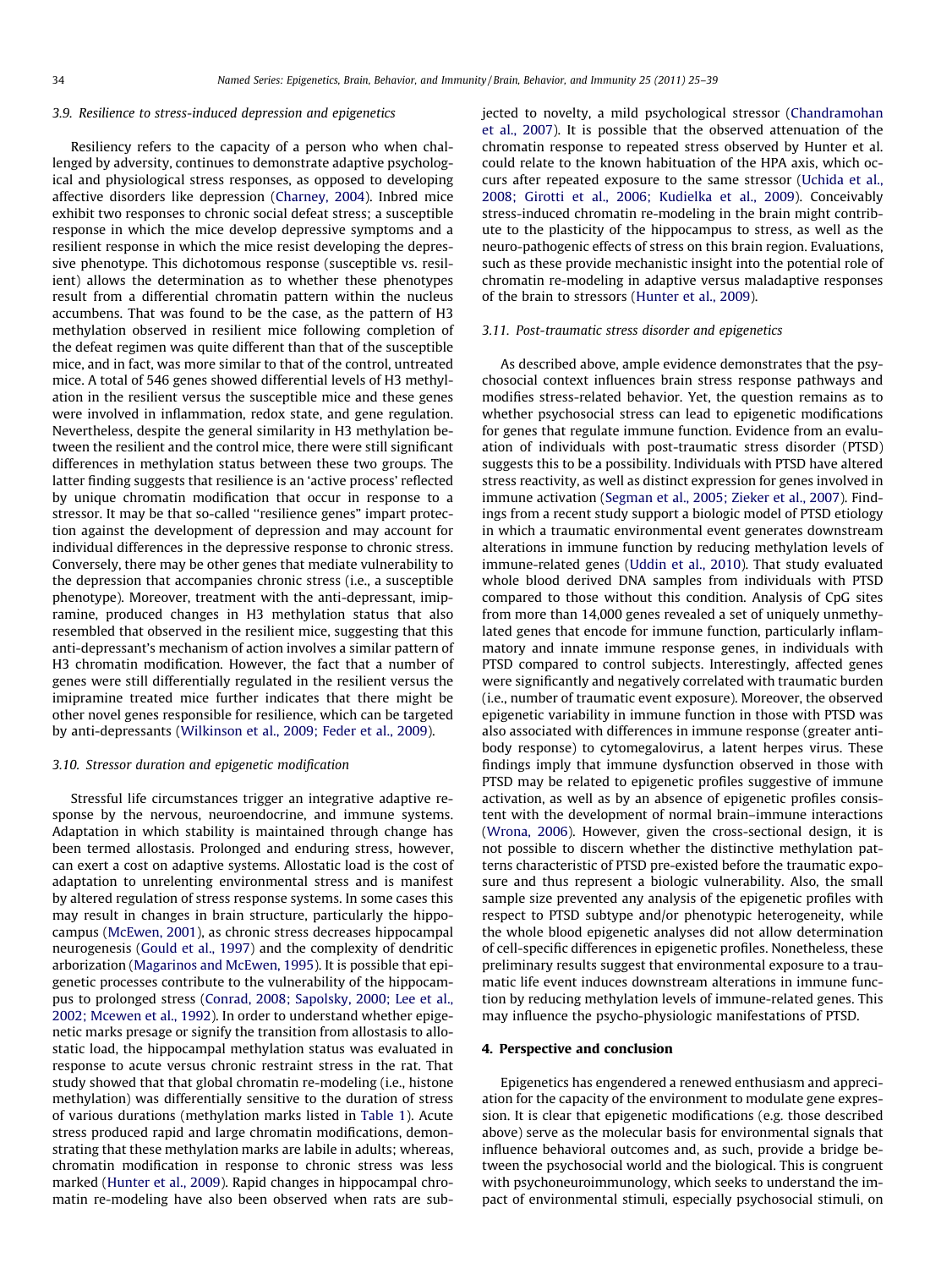### 3.9. Resilience to stress-induced depression and epigenetics

Resiliency refers to the capacity of a person who when challenged by adversity, continues to demonstrate adaptive psychological and physiological stress responses, as opposed to developing affective disorders like depression (Charney, 2004). Inbred mice exhibit two responses to chronic social defeat stress; a susceptible response in which the mice develop depressive symptoms and a resilient response in which the mice resist developing the depressive phenotype. This dichotomous response (susceptible vs. resilient) allows the determination as to whether these phenotypes result from a differential chromatin pattern within the nucleus accumbens. That was found to be the case, as the pattern of H3 methylation observed in resilient mice following completion of the defeat regimen was quite different than that of the susceptible mice, and in fact, was more similar to that of the control, untreated mice. A total of 546 genes showed differential levels of H3 methylation in the resilient versus the susceptible mice and these genes were involved in inflammation, redox state, and gene regulation. Nevertheless, despite the general similarity in H3 methylation between the resilient and the control mice, there were still significant differences in methylation status between these two groups. The latter finding suggests that resilience is an 'active process' reflected by unique chromatin modification that occur in response to a stressor. It may be that so-called "resilience genes" impart protection against the development of depression and may account for individual differences in the depressive response to chronic stress. Conversely, there may be other genes that mediate vulnerability to the depression that accompanies chronic stress (i.e., a susceptible phenotype). Moreover, treatment with the anti-depressant, imipramine, produced changes in H3 methylation status that also resembled that observed in the resilient mice, suggesting that this anti-depressant's mechanism of action involves a similar pattern of H3 chromatin modification. However, the fact that a number of genes were still differentially regulated in the resilient versus the imipramine treated mice further indicates that there might be other novel genes responsible for resilience, which can be targeted by anti-depressants (Wilkinson et al., 2009; Feder et al., 2009).

### 3.10. Stressor duration and epigenetic modification

Stressful life circumstances trigger an integrative adaptive response by the nervous, neuroendocrine, and immune systems. Adaptation in which stability is maintained through change has been termed allostasis. Prolonged and enduring stress, however, can exert a cost on adaptive systems. Allostatic load is the cost of adaptation to unrelenting environmental stress and is manifest by altered regulation of stress response systems. In some cases this may result in changes in brain structure, particularly the hippocampus (McEwen, 2001), as chronic stress decreases hippocampal neurogenesis (Gould et al., 1997) and the complexity of dendritic arborization (Magarinos and McEwen, 1995). It is possible that epigenetic processes contribute to the vulnerability of the hippocampus to prolonged stress (Conrad, 2008; Sapolsky, 2000; Lee et al., 2002; Mcewen et al., 1992). In order to understand whether epigenetic marks presage or signify the transition from allostasis to allostatic load, the hippocampal methylation status was evaluated in response to acute versus chronic restraint stress in the rat. That study showed that that global chromatin re-modeling (i.e., histone methylation) was differentially sensitive to the duration of stress of various durations (methylation marks listed in Table 1). Acute stress produced rapid and large chromatin modifications, demonstrating that these methylation marks are labile in adults; whereas, chromatin modification in response to chronic stress was less marked (Hunter et al., 2009). Rapid changes in hippocampal chromatin re-modeling have also been observed when rats are subjected to novelty, a mild psychological stressor (Chandramohan et al., 2007). It is possible that the observed attenuation of the chromatin response to repeated stress observed by Hunter et al. could relate to the known habituation of the HPA axis, which occurs after repeated exposure to the same stressor (Uchida et al., 2008; Girotti et al., 2006; Kudielka et al., 2009). Conceivably stress-induced chromatin re-modeling in the brain might contribute to the plasticity of the hippocampus to stress, as well as the neuro-pathogenic effects of stress on this brain region. Evaluations, such as these provide mechanistic insight into the potential role of chromatin re-modeling in adaptive versus maladaptive responses of the brain to stressors (Hunter et al., 2009).

### 3.11. Post-traumatic stress disorder and epigenetics

As described above, ample evidence demonstrates that the psychosocial context influences brain stress response pathways and modifies stress-related behavior. Yet, the question remains as to whether psychosocial stress can lead to epigenetic modifications for genes that regulate immune function. Evidence from an evaluation of individuals with post-traumatic stress disorder (PTSD) suggests this to be a possibility. Individuals with PTSD have altered stress reactivity, as well as distinct expression for genes involved in immune activation (Segman et al., 2005; Zieker et al., 2007). Findings from a recent study support a biologic model of PTSD etiology in which a traumatic environmental event generates downstream alterations in immune function by reducing methylation levels of immune-related genes (Uddin et al., 2010). That study evaluated whole blood derived DNA samples from individuals with PTSD compared to those without this condition. Analysis of CpG sites from more than 14,000 genes revealed a set of uniquely unmethylated genes that encode for immune function, particularly inflammatory and innate immune response genes, in individuals with PTSD compared to control subjects. Interestingly, affected genes were significantly and negatively correlated with traumatic burden (i.e., number of traumatic event exposure). Moreover, the observed epigenetic variability in immune function in those with PTSD was also associated with differences in immune response (greater antibody response) to cytomegalovirus, a latent herpes virus. These findings imply that immune dysfunction observed in those with PTSD may be related to epigenetic profiles suggestive of immune activation, as well as by an absence of epigenetic profiles consistent with the development of normal brain–immune interactions (Wrona, 2006). However, given the cross-sectional design, it is not possible to discern whether the distinctive methylation patterns characteristic of PTSD pre-existed before the traumatic exposure and thus represent a biologic vulnerability. Also, the small sample size prevented any analysis of the epigenetic profiles with respect to PTSD subtype and/or phenotypic heterogeneity, while the whole blood epigenetic analyses did not allow determination of cell-specific differences in epigenetic profiles. Nonetheless, these preliminary results suggest that environmental exposure to a traumatic life event induces downstream alterations in immune function by reducing methylation levels of immune-related genes. This may influence the psycho-physiologic manifestations of PTSD.

## 4. Perspective and conclusion

Epigenetics has engendered a renewed enthusiasm and appreciation for the capacity of the environment to modulate gene expression. It is clear that epigenetic modifications (e.g. those described above) serve as the molecular basis for environmental signals that influence behavioral outcomes and, as such, provide a bridge between the psychosocial world and the biological. This is congruent with psychoneuroimmunology, which seeks to understand the impact of environmental stimuli, especially psychosocial stimuli, on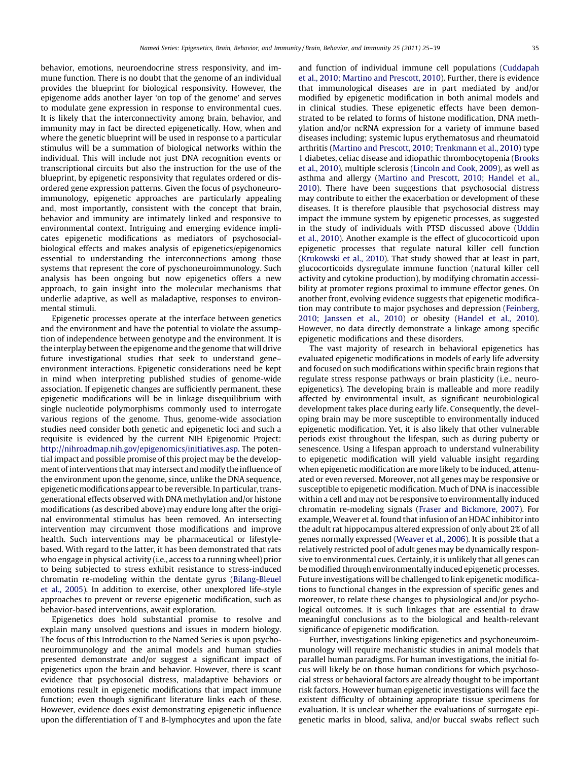behavior, emotions, neuroendocrine stress responsivity, and immune function. There is no doubt that the genome of an individual provides the blueprint for biological responsivity. However, the epigenome adds another layer 'on top of the genome' and serves to modulate gene expression in response to environmental cues. It is likely that the interconnectivity among brain, behavior, and immunity may in fact be directed epigenetically. How, when and where the genetic blueprint will be used in response to a particular stimulus will be a summation of biological networks within the individual. This will include not just DNA recognition events or transcriptional circuits but also the instruction for the use of the blueprint, by epigenetic responsivity that regulates ordered or disordered gene expression patterns. Given the focus of psychoneuroimmunology, epigenetic approaches are particularly appealing and, most importantly, consistent with the concept that brain, behavior and immunity are intimately linked and responsive to environmental context. Intriguing and emerging evidence implicates epigenetic modifications as mediators of psychosocial-biological effects and makes analysis of epigenetics/epigenomics essential to understanding the interconnections among those systems that represent the core of pyschoneuroimmunology. Such analysis has been ongoing but now epigenetics offers a new approach, to gain insight into the molecular mechanisms that underlie adaptive, as well as maladaptive, responses to environmental stimuli.

Epigenetic processes operate at the interface between genetics and the environment and have the potential to violate the assumption of independence between genotype and the environment. It is the interplay between the epigenome and the genome that will drive future investigational studies that seek to understand gene–environment interactions. Epigenetic considerations need be kept in mind when interpreting published studies of genome-wide association. If epigenetic changes are sufficiently permanent, these epigenetic modifications will be in linkage disequilibrium with single nucleotide polymorphisms commonly used to interrogate various regions of the genome. Thus, genome-wide association studies need consider both genetic and epigenetic loci and such a requisite is evidenced by the current NIH Epigenomic Project: http://nihroadmap.nih.gov/epigenomics/initiatives.asp. The potential impact and possible promise of this project may be the development of interventions that may intersect and modify the influence of the environment upon the genome, since, unlike the DNA sequence, epigenetic modifications appear to be reversible. In particular, transgenerational effects observed with DNA methylation and/or histone modifications (as described above) may endure long after the original environmental stimulus has been removed. An intersecting intervention may circumvent those modifications and improve health. Such interventions may be pharmaceutical or lifestyle-based. With regard to the latter, it has been demonstrated that rats who engage in physical activity (i.e., access to a running wheel) prior to being subjected to stress exhibit resistance to stress-induced chromatin re-modeling within the dentate gyrus (Bilang-Bleuel et al., 2005). In addition to exercise, other unexplored life-style approaches to prevent or reverse epigenetic modification, such as behavior-based interventions, await exploration.

Epigenetics does hold substantial promise to resolve and explain many unsolved questions and issues in modern biology. The focus of this Introduction to the Named Series is upon psychoneuroimmunology and the animal models and human studies presented demonstrate and/or suggest a significant impact of epigenetics upon the brain and behavior. However, there is scant evidence that psychosocial distress, maladaptive behaviors or emotions result in epigenetic modifications that impact immune function; even though significant literature links each of these. However, evidence does exist demonstrating epigenetic influence upon the differentiation of T and B-lymphocytes and upon the fate and function of individual immune cell populations (Cuddapah et al., 2010; Martino and Prescott, 2010). Further, there is evidence that immunological diseases are in part mediated by and/or modified by epigenetic modification in both animal models and in clinical studies. These epigenetic effects have been demonstrated to be related to forms of histone modification, DNA methylation and/or ncRNA expression for a variety of immune based diseases including; systemic lupus erythematosus and rheumatoid arthritis (Martino and Prescott, 2010; Trenkmann et al., 2010) type 1 diabetes, celiac disease and idiopathic thrombocytopenia (Brooks et al., 2010), multiple sclerosis (Lincoln and Cook, 2009), as well as asthma and allergy (Martino and Prescott, 2010; Handel et al., 2010). There have been suggestions that psychosocial distress may contribute to either the exacerbation or development of these diseases. It is therefore plausible that psychosocial distress may impact the immune system by epigenetic processes, as suggested in the study of individuals with PTSD discussed above (Uddin et al., 2010). Another example is the effect of glucocorticoid upon epigenetic processes that regulate natural killer cell function (Krukowski et al., 2010). That study showed that at least in part, glucocorticoids dysregulate immune function (natural killer cell activity and cytokine production), by modifying chromatin accessibility at promoter regions proximal to immune effector genes. On another front, evolving evidence suggests that epigenetic modification may contribute to major psychoses and depression (Feinberg, 2010; Janssen et al., 2010) or obesity (Handel et al., 2010). However, no data directly demonstrate a linkage among specific epigenetic modifications and these disorders.

The vast majority of research in behavioral epigenetics has evaluated epigenetic modifications in models of early life adversity and focused on such modifications within specific brain regions that regulate stress response pathways or brain plasticity (i.e., neuroepigenetics). The developing brain is malleable and more readily affected by environmental insult, as significant neurobiological development takes place during early life. Consequently, the developing brain may be more susceptible to environmentally induced epigenetic modification. Yet, it is also likely that other vulnerable periods exist throughout the lifespan, such as during puberty or senescence. Using a lifespan approach to understand vulnerability to epigenetic modification will yield valuable insight regarding when epigenetic modification are more likely to be induced, attenuated or even reversed. Moreover, not all genes may be responsive or susceptible to epigenetic modification. Much of DNA is inaccessible within a cell and may not be responsive to environmentally induced chromatin re-modeling signals (Fraser and Bickmore, 2007). For example, Weaver et al. found that infusion of an HDAC inhibitor into the adult rat hippocampus altered expression of only about 2% of all genes normally expressed (Weaver et al., 2006). It is possible that a relatively restricted pool of adult genes may be dynamically responsive to environmental cues. Certainly, it is unlikely that all genes can be modified through environmentally induced epigenetic processes. Future investigations will be challenged to link epigenetic modifications to functional changes in the expression of specific genes and moreover, to relate these changes to physiological and/or psychological outcomes. It is such linkages that are essential to draw meaningful conclusions as to the biological and health-relevant significance of epigenetic modification.

Further, investigations linking epigenetics and psychoneuroimmunology will require mechanistic studies in animal models that parallel human paradigms. For human investigations, the initial focus will likely be on those human conditions for which psychosocial stress or behavioral factors are already thought to be important risk factors. However human epigenetic investigations will face the existent difficulty of obtaining appropriate tissue specimens for evaluation. It is unclear whether the evaluations of surrogate epigenetic marks in blood, saliva, and/or buccal swabs reflect such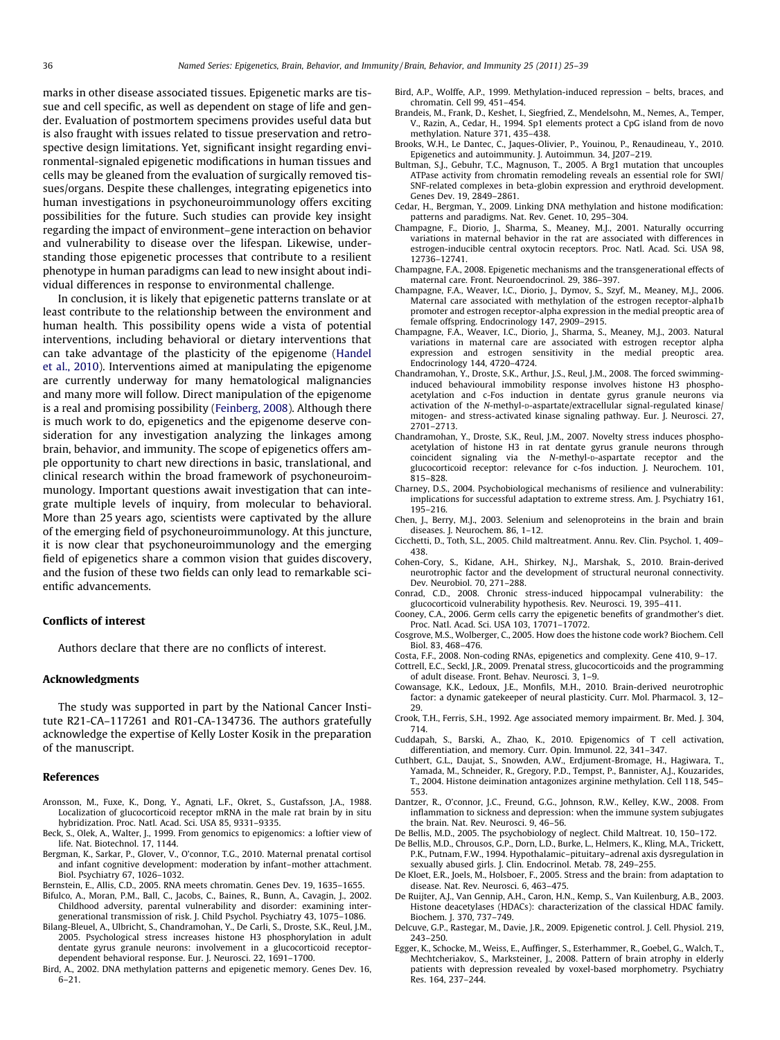marks in other disease associated tissues. Epigenetic marks are tissue and cell specific, as well as dependent on stage of life and gender. Evaluation of postmortem specimens provides useful data but is also fraught with issues related to tissue preservation and retrospective design limitations. Yet, significant insight regarding environmental-signaled epigenetic modifications in human tissues and cells may be gleaned from the evaluation of surgically removed tissues/organs. Despite these challenges, integrating epigenetics into human investigations in psychoneuroimmunology offers exciting possibilities for the future. Such studies can provide key insight regarding the impact of environment–gene interaction on behavior and vulnerability to disease over the lifespan. Likewise, understanding those epigenetic processes that contribute to a resilient phenotype in human paradigms can lead to new insight about individual differences in response to environmental challenge.

In conclusion, it is likely that epigenetic patterns translate or at least contribute to the relationship between the environment and human health. This possibility opens wide a vista of potential interventions, including behavioral or dietary interventions that can take advantage of the plasticity of the epigenome (Handel et al., 2010). Interventions aimed at manipulating the epigenome are currently underway for many hematological malignancies and many more will follow. Direct manipulation of the epigenome is a real and promising possibility (Feinberg, 2008). Although there is much work to do, epigenetics and the epigenome deserve consideration for any investigation analyzing the linkages among brain, behavior, and immunity. The scope of epigenetics offers ample opportunity to chart new directions in basic, translational, and clinical research within the broad framework of psychoneuroimmunology. Important questions await investigation that can integrate multiple levels of inquiry, from molecular to behavioral. More than 25 years ago, scientists were captivated by the allure of the emerging field of psychoneuroimmunology. At this juncture, it is now clear that psychoneuroimmunology and the emerging field of epigenetics share a common vision that guides discovery, and the fusion of these two fields can only lead to remarkable scientific advancements.

## Conflicts of interest

Authors declare that there are no conflicts of interest.

## Acknowledgments

The study was supported in part by the National Cancer Institute R21-CA-117261 and R01-CA-134736. The authors gratefully acknowledge the expertise of Kelly Loster Kosik in the preparation of the manuscript.

## References

Aronsson, M., Fuxe, K., Dong, Y., Agnati, L.F., Okret, S., Gustafsson, J.A., 1988. Localization of glucocorticoid receptor mRNA in the male rat brain by in situ hybridization. Proc. Natl. Acad. Sci. USA 85, 9331–9335.

Beck, S., Olek, A., Walter, J., 1999. From genomics to epigenomics: a loftier view of life. Nat. Biotechnol. 17, 1144.

Bergman, K., Sarkar, P., Glover, V., O'connor, T.G., 2010. Maternal prenatal cortisol and infant cognitive development: moderation by infant–mother attachment. Biol. Psychiatry 67, 1026–1032.

Bernstein, E., Allis, C.D., 2005. RNA meets chromatin. Genes Dev. 19, 1635–1655.

Bifulco, A., Moran, P.M., Ball, C., Jacobs, C., Baines, R., Bunn, A., Cavagin, J., 2002. Childhood adversity, parental vulnerability and disorder: examining intergenerational transmission of risk. J. Child Psychol. Psychiatry 43, 1075–1086.

Bilang-Bleuel, A., Ulbricht, S., Chandramohan, Y., De Carli, S., Droste, S.K., Reul, J.M., 2005. Psychological stress increases histone H3 phosphorylation in adult dentate gyrus granule neurons: involvement in a glucocorticoid receptor-dependent behavioral response. Eur. J. Neurosci. 22, 1691–1700.

Bird, A., 2002. DNA methylation patterns and epigenetic memory. Genes Dev. 16, 6–21.

Bird, A.P., Wolffe, A.P., 1999. Methylation-induced repression – belts, braces, and chromatin. Cell 99, 451–454.

Brandeis, M., Frank, D., Keshet, I., Siegfried, Z., Mendelsohn, M., Nemes, A., Temper, V., Razin, A., Cedar, H., 1994. Sp1 elements protect a CpG island from de novo methylation. Nature 371, 435–438.

Brooks, W.H., Le Dantec, C., Jaques-Olivier, P., Youinou, P., Renaudineau, Y., 2010. Epigenetics and autoimmunity. J. Autoimmun. 34, J207–219.

Bultman, S.J., Gebuhr, T.C., Magnuson, T., 2005. A Brg1 mutation that uncouples ATPase activity from chromatin remodeling reveals an essential role for SWI/SNF-related complexes in beta-globin expression and erythroid development. Genes Dev. 19, 2849–2861.

Cedar, H., Bergman, Y., 2009. Linking DNA methylation and histone modification: patterns and paradigms. Nat. Rev. Genet. 10, 295–304.

Champagne, F., Diorio, J., Sharma, S., Meaney, M.J., 2001. Naturally occurring variations in maternal behavior in the rat are associated with differences in estrogen-inducible central oxytocin receptors. Proc. Natl. Acad. Sci. USA 98, 12736–12741.

Champagne, F.A., 2008. Epigenetic mechanisms and the transgenerational effects of maternal care. Front. Neuroendocrinol. 29, 386–397.

Champagne, F.A., Weaver, I.C., Diorio, J., Dymov, S., Szyf, M., Meaney, M.J., 2006. Maternal care associated with methylation of the estrogen receptor-alpha1b promoter and estrogen receptor-alpha expression in the medial preoptic area of female offspring. Endocrinology 147, 2909–2915.

Champagne, F.A., Weaver, I.C., Diorio, J., Sharma, S., Meaney, M.J., 2003. Natural variations in maternal care are associated with estrogen receptor alpha expression and estrogen sensitivity in the medial preoptic area. Endocrinology 144, 4720–4724.

Chandramohan, Y., Droste, S.K., Arthur, J.S., Reul, J.M., 2008. The forced swimming-induced behavioural immobility response involves histone H3 phospho-acetylation and c-Fos induction in dentate gyrus granule neurons via activation of the N-methyl-D-aspartate/extracellular signal-regulated kinase/mitogen- and stress-activated kinase signaling pathway. Eur. J. Neurosci. 27, 2701–2713.

Chandramohan, Y., Droste, S.K., Reul, J.M., 2007. Novelty stress induces phospho-acetylation of histone H3 in rat dentate gyrus granule neurons through coincident signaling via the N-methyl-D-aspartate receptor and the glucocorticoid receptor: relevance for c-fos induction. J. Neurochem. 101, 815–828.

Charney, D.S., 2004. Psychobiological mechanisms of resilience and vulnerability: implications for successful adaptation to extreme stress. Am. J. Psychiatry 161, 195–216.

Chen, J., Berry, M.J., 2003. Selenium and selenoproteins in the brain and brain diseases. J. Neurochem. 86, 1–12.

Cicchetti, D., Toth, S.L., 2005. Child maltreatment. Annu. Rev. Clin. Psychol. 1, 409–438.

Cohen-Cory, S., Kidane, A.H., Shirkey, N.J., Marshak, S., 2010. Brain-derived neurotrophic factor and the development of structural neuronal connectivity. Dev. Neurobiol. 70, 271–288.

Conrad, C.D., 2008. Chronic stress-induced hippocampal vulnerability: the glucocorticoid vulnerability hypothesis. Rev. Neurosci. 19, 395–411.

Cooney, C.A., 2006. Germ cells carry the epigenetic benefits of grandmother's diet. Proc. Natl. Acad. Sci. USA 103, 17071–17072.

Cosgrove, M.S., Wolberger, C., 2005. How does the histone code work? Biochem. Cell Biol. 83, 468–476.

Costa, F.F., 2008. Non-coding RNAs, epigenetics and complexity. Gene 410, 9–17.

Cottrell, E.C., Seckl, J.R., 2009. Prenatal stress, glucocorticoids and the programming of adult disease. Front. Behav. Neurosci. 3, 1–9.

Cowansage, K.K., Ledoux, J.E., Monfils, M.H., 2010. Brain-derived neurotrophic factor: a dynamic gatekeeper of neural plasticity. Curr. Mol. Pharmacol. 3, 12–29.

Crook, T.H., Ferris, S.H., 1992. Age associated memory impairment. Br. Med. J. 304, 714.

Cuddapah, S., Barski, A., Zhao, K., 2010. Epigenomics of T cell activation, differentiation, and memory. Curr. Opin. Immunol. 22, 341–347.

Cuthbert, G.L., Daujat, S., Snowden, A.W., Erdjument-Bromage, H., Hagiwara, T., Yamada, M., Schneider, R., Gregory, P.D., Tempst, P., Bannister, A.J., Kouzarides, T., 2004. Histone deimination antagonizes arginine methylation. Cell 118, 545–553.

Dantzer, R., O'connor, J.C., Freund, G.G., Johnson, R.W., Kelley, K.W., 2008. From inflammation to sickness and depression: when the immune system subjugates the brain. Nat. Rev. Neurosci. 9, 46–56.

De Bellis, M.D., 2005. The psychobiology of neglect. Child Maltreat. 10, 150–172.

De Bellis, M.D., Chrousos, G.P., Dorn, L.D., Burke, L., Helmers, K., Kling, M.A., Trickett, P.K., Putnam, F.W., 1994. Hypothalamic–pituitary–adrenal axis dysregulation in sexually abused girls. J. Clin. Endocrinol. Metab. 78, 249–255.

De Kloet, E.R., Joels, M., Holsboer, F., 2005. Stress and the brain: from adaptation to disease. Nat. Rev. Neurosci. 6, 463–475.

De Ruijter, A.J., Van Gennip, A.H., Caron, H.N., Kemp, S., Van Kuilenburg, A.B., 2003. Histone deacetylases (HDACs): characterization of the classical HDAC family. Biochem. J. 370, 737–749.

Delcuve, G.P., Rastegar, M., Davie, J.R., 2009. Epigenetic control. J. Cell. Physiol. 219, 243–250.

Egger, K., Schocke, M., Weiss, E., Auffinger, S., Esterhammer, R., Goebel, G., Walch, T., Mechtcheriakov, S., Marksteiner, J., 2008. Pattern of brain atrophy in elderly patients with depression revealed by voxel-based morphometry. Psychiatry Res. 164, 237–244.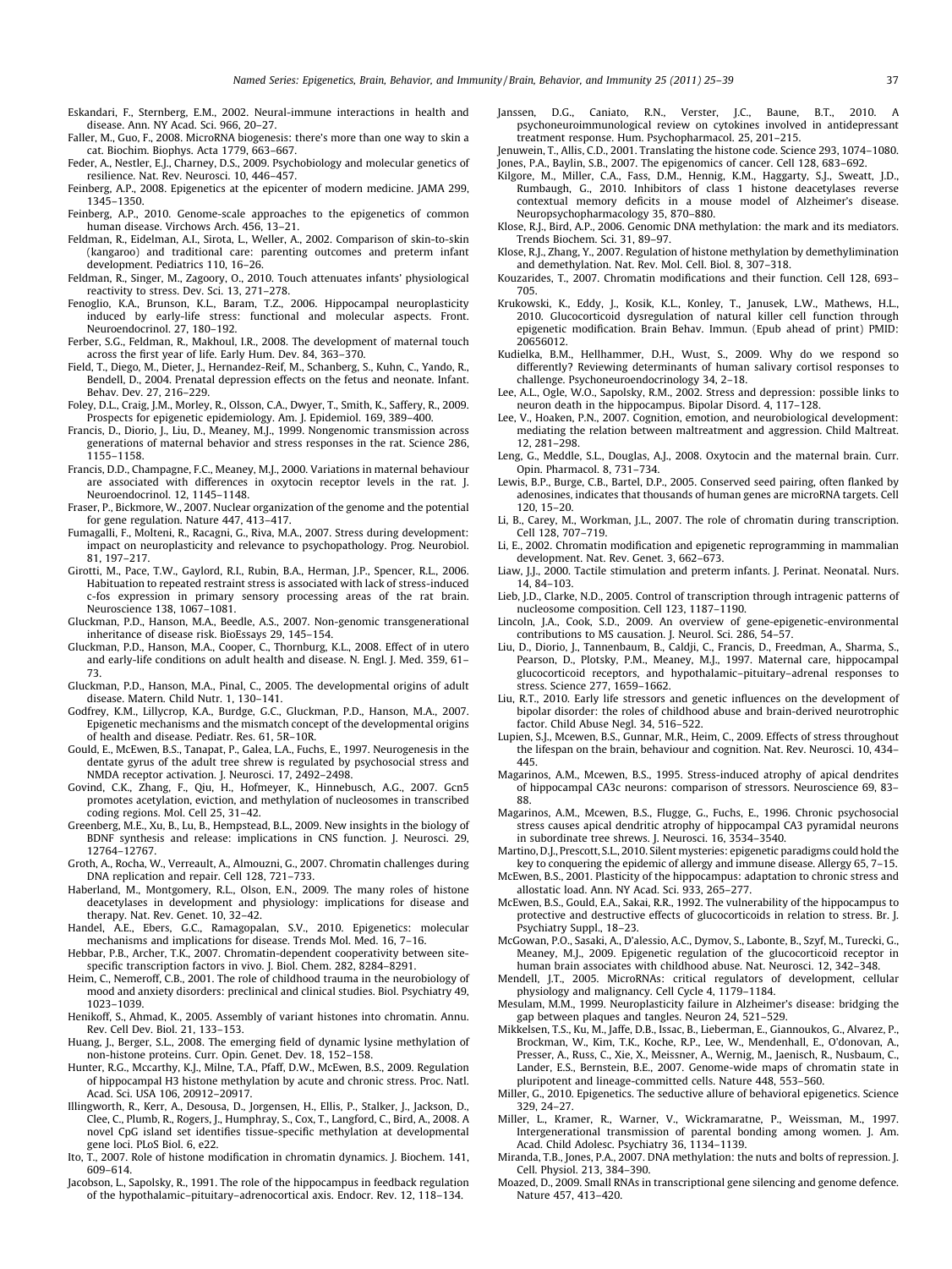Eskandari, F., Sternberg, E.M., 2002. Neural-immune interactions in health and disease. Ann. NY Acad. Sci. 966, 20–27.

Faller, M., Guo, F., 2008. MicroRNA biogenesis: there's more than one way to skin a cat. Biochim. Biophys. Acta 1779, 663–667.

Feder, A., Nestler, E.J., Charney, D.S., 2009. Psychobiology and molecular genetics of resilience. Nat. Rev. Neurosci. 10, 446–457.

Feinberg, A.P., 2008. Epigenetics at the epicenter of modern medicine. JAMA 299, 1345–1350.

Feinberg, A.P., 2010. Genome-scale approaches to the epigenetics of common human disease. Virchows Arch. 456, 13–21.

Feldman, R., Eidelman, A.I., Sirota, L., Weller, A., 2002. Comparison of skin-to-skin (kangaroo) and traditional care: parenting outcomes and preterm infant development. Pediatrics 110, 16–26.

Feldman, R., Singer, M., Zagoory, O., 2010. Touch attenuates infants' physiological reactivity to stress. Dev. Sci. 13, 271–278.

Fenoglio, K.A., Brunson, K.L., Baram, T.Z., 2006. Hippocampal neuroplasticity induced by early-life stress: functional and molecular aspects. Front. Neuroendocrinol. 27, 180–192.

Ferber, S.G., Feldman, R., Makhoul, I.R., 2008. The development of maternal touch across the first year of life. Early Hum. Dev. 84, 363–370.

Field, T., Diego, M., Dieter, J., Hernandez-Reif, M., Schanberg, S., Kuhn, C., Yando, R., Bendell, D., 2004. Prenatal depression effects on the fetus and neonate. Infant. Behav. Dev. 27, 216–229.

Foley, D.L., Craig, J.M., Morley, R., Olsson, C.A., Dwyer, T., Smith, K., Saffery, R., 2009. Prospects for epigenetic epidemiology. Am. J. Epidemiol. 169, 389–400.

Francis, D., Diorio, J., Liu, D., Meaney, M.J., 1999. Nongenomic transmission across generations of maternal behavior and stress responses in the rat. Science 286, 1155–1158.

Francis, D.D., Champagne, F.C., Meaney, M.J., 2000. Variations in maternal behaviour are associated with differences in oxytocin receptor levels in the rat. J. Neuroendocrinol. 12, 1145–1148.

Fraser, P., Bickmore, W., 2007. Nuclear organization of the genome and the potential for gene regulation. Nature 447, 413–417.

Fumagalli, F., Molteni, R., Racagni, G., Riva, M.A., 2007. Stress during development: impact on neuroplasticity and relevance to psychopathology. Prog. Neurobiol. 81, 197–217.

Girotti, M., Pace, T.W., Gaylord, R.I., Rubin, B.A., Herman, J.P., Spencer, R.L., 2006. Habituation to repeated restraint stress is associated with lack of stress-induced c-fos expression in primary sensory processing areas of the rat brain. Neuroscience 138, 1067–1081.

Gluckman, P.D., Hanson, M.A., Beedle, A.S., 2007. Non-genomic transgenerational inheritance of disease risk. BioEssays 29, 145–154.

Gluckman, P.D., Hanson, M.A., Cooper, C., Thornburg, K.L., 2008. Effect of in utero and early-life conditions on adult health and disease. N. Engl. J. Med. 359, 61–73.

Gluckman, P.D., Hanson, M.A., Pinal, C., 2005. The developmental origins of adult disease. Matern. Child Nutr. 1, 130–141.

Godfrey, K.M., Lillycrop, K.A., Burdge, G.C., Gluckman, P.D., Hanson, M.A., 2007. Epigenetic mechanisms and the mismatch concept of the developmental origins of health and disease. Pediatr. Res. 61, 5R–10R.

Gould, E., McEwen, B.S., Tanapat, P., Galea, L.A., Fuchs, E., 1997. Neurogenesis in the dentate gyrus of the adult tree shrew is regulated by psychosocial stress and NMDA receptor activation. J. Neurosci. 17, 2492–2498.

Govind, C.K., Zhang, F., Qiu, H., Hofmeyer, K., Hinnebusch, A.G., 2007. Gcn5 promotes acetylation, eviction, and methylation of nucleosomes in transcribed coding regions. Mol. Cell 25, 31–42.

Greenberg, M.E., Xu, B., Lu, B., Hempstead, B.L., 2009. New insights in the biology of BDNF synthesis and release: implications in CNS function. J. Neurosci. 29, 12764–12767.

Groth, A., Rocha, W., Verreault, A., Almouzni, G., 2007. Chromatin challenges during DNA replication and repair. Cell 128, 721–733.

Haberland, M., Montgomery, R.L., Olson, E.N., 2009. The many roles of histone deacetylases in development and physiology: implications for disease and therapy. Nat. Rev. Genet. 10, 32–42.

Handel, A.E., Ebers, G.C., Ramagopalan, S.V., 2010. Epigenetics: molecular mechanisms and implications for disease. Trends Mol. Med. 16, 7–16.

Hebbar, P.B., Archer, T.K., 2007. Chromatin-dependent cooperativity between site-specific transcription factors in vivo. J. Biol. Chem. 282, 8284–8291.

Heim, C., Nemeroff, C.B., 2001. The role of childhood trauma in the neurobiology of mood and anxiety disorders: preclinical and clinical studies. Biol. Psychiatry 49, 1023–1039.

Henikoff, S., Ahmad, K., 2005. Assembly of variant histones into chromatin. Annu. Rev. Cell Dev. Biol. 21, 133–153.

Huang, J., Berger, S.L., 2008. The emerging field of dynamic lysine methylation of non-histone proteins. Curr. Opin. Genet. Dev. 18, 152–158.

Hunter, R.G., Mccarthy, K.J., Milne, T.A., Pfaff, D.W., McEwen, B.S., 2009. Regulation of hippocampal H3 histone methylation by acute and chronic stress. Proc. Natl. Acad. Sci. USA 106, 20912–20917.

Illingworth, R., Kerr, A., Desousa, D., Jorgensen, H., Ellis, P., Stalker, J., Jackson, D., Clee, C., Plumb, R., Rogers, J., Humphray, S., Cox, T., Langford, C., Bird, A., 2008. A novel CpG island set identifies tissue-specific methylation at developmental gene loci. PLoS Biol. 6, e22.

Ito, T., 2007. Role of histone modification in chromatin dynamics. J. Biochem. 141, 609–614.

Jacobson, L., Sapolsky, R., 1991. The role of the hippocampus in feedback regulation of the hypothalamic–pituitary–adrenocortical axis. Endocr. Rev. 12, 118–134.

Janssen, D.G., Caniato, R.N., Verster, J.C., Baune, B.T., 2010. A psychoneuroimmunological review on cytokines involved in antidepressant treatment response. Hum. Psychopharmacol. 25, 201–215.

Jenuwein, T., Allis, C.D., 2001. Translating the histone code. Science 293, 1074–1080.

Jones, P.A., Baylin, S.B., 2007. The epigenomics of cancer. Cell 128, 683–692.

Kilgore, M., Miller, C.A., Fass, D.M., Hennig, K.M., Haggarty, S.J., Sweatt, J.D., Rumbaugh, G., 2010. Inhibitors of class 1 histone deacetylases reverse contextual memory deficits in a mouse model of Alzheimer's disease. Neuropsychopharmacology 35, 870–880.

Klose, R.J., Bird, A.P., 2006. Genomic DNA methylation: the mark and its mediators. Trends Biochem. Sci. 31, 89–97.

Klose, R.J., Zhang, Y., 2007. Regulation of histone methylation by demethylimination and demethylation. Nat. Rev. Mol. Cell. Biol. 8, 307–318.

Kouzarides, T., 2007. Chromatin modifications and their function. Cell 128, 693–705.

Krukowski, K., Eddy, J., Kosik, K.L., Konley, T., Janusek, L.W., Mathews, H.L., 2010. Glucocorticoid dysregulation of natural killer cell function through epigenetic modification. Brain Behav. Immun. (Epub ahead of print) PMID: 20656012.

Kudielka, B.M., Hellhammer, D.H., Wust, S., 2009. Why do we respond so differently? Reviewing determinants of human salivary cortisol responses to challenge. Psychoneuroendocrinology 34, 2–18.

Lee, A.L., Ogle, W.O., Sapolsky, R.M., 2002. Stress and depression: possible links to neuron death in the hippocampus. Bipolar Disord. 4, 117–128.

Lee, V., Hoaken, P.N., 2007. Cognition, emotion, and neurobiological development: mediating the relation between maltreatment and aggression. Child Maltreat. 12, 281–298.

Leng, G., Meddle, S.L., Douglas, A.J., 2008. Oxytocin and the maternal brain. Curr. Opin. Pharmacol. 8, 731–734.

Lewis, B.P., Burge, C.B., Bartel, D.P., 2005. Conserved seed pairing, often flanked by adenosines, indicates that thousands of human genes are microRNA targets. Cell 120, 15–20.

Li, B., Carey, M., Workman, J.L., 2007. The role of chromatin during transcription. Cell 128, 707–719.

Li, E., 2002. Chromatin modification and epigenetic reprogramming in mammalian development. Nat. Rev. Genet. 3, 662–673.

Liaw, J.J., 2000. Tactile stimulation and preterm infants. J. Perinat. Neonatal. Nurs. 14, 84–103.

Lieb, J.D., Clarke, N.D., 2005. Control of transcription through intragenic patterns of nucleosome composition. Cell 123, 1187–1190.

Lincoln, J.A., Cook, S.D., 2009. An overview of gene-epigenetic-environmental contributions to MS causation. J. Neurol. Sci. 286, 54–57.

Liu, D., Diorio, J., Tannenbaum, B., Caldji, C., Francis, D., Freedman, A., Sharma, S., Pearson, D., Plotsky, P.M., Meaney, M.J., 1997. Maternal care, hippocampal glucocorticoid receptors, and hypothalamic–pituitary–adrenal responses to stress. Science 277, 1659–1662.

Liu, R.T., 2010. Early life stressors and genetic influences on the development of bipolar disorder: the roles of childhood abuse and brain-derived neurotrophic factor. Child Abuse Negl. 34, 516–522.

Lupien, S.J., Mcewen, B.S., Gunnar, M.R., Heim, C., 2009. Effects of stress throughout the lifespan on the brain, behaviour and cognition. Nat. Rev. Neurosci. 10, 434–445.

Magarinos, A.M., Mcewen, B.S., 1995. Stress-induced atrophy of apical dendrites of hippocampal CA3c neurons: comparison of stressors. Neuroscience 69, 83–88.

Magarinos, A.M., Mcewen, B.S., Flugge, G., Fuchs, E., 1996. Chronic psychosocial stress causes apical dendritic atrophy of hippocampal CA3 pyramidal neurons in subordinate tree shrews. J. Neurosci. 16, 3534–3540.

Martino, D.J., Prescott, S.L., 2010. Silent mysteries: epigenetic paradigms could hold the key to conquering the epidemic of allergy and immune disease. Allergy 65, 7–15.

McEwen, B.S., 2001. Plasticity of the hippocampus: adaptation to chronic stress and allostatic load. Ann. NY Acad. Sci. 933, 265–277.

McEwen, B.S., Gould, E.A., Sakai, R.R., 1992. The vulnerability of the hippocampus to protective and destructive effects of glucocorticoids in relation to stress. Br. J. Psychiatry Suppl., 18–23.

McGowan, P.O., Sasaki, A., D'alessio, A.C., Dymov, S., Labonte, B., Szyf, M., Turecki, G., Meaney, M.J., 2009. Epigenetic regulation of the glucocorticoid receptor in human brain associates with childhood abuse. Nat. Neurosci. 12, 342–348.

Mendell, J.T., 2005. MicroRNAs: critical regulators of development, cellular physiology and malignancy. Cell Cycle 4, 1179–1184.

Mesulam, M.M., 1999. Neuroplasticity failure in Alzheimer's disease: bridging the gap between plaques and tangles. Neuron 24, 521–529.

Mikkelsen, T.S., Ku, M., Jaffe, D.B., Issac, B., Lieberman, E., Giannoukos, G., Alvarez, P., Brockman, W., Kim, T.K., Koche, R.P., Lee, W., Mendenhall, E., O'donovan, A., Presser, A., Russ, C., Xie, X., Meissner, A., Wernig, M., Jaenisch, R., Nusbaum, C., Lander, E.S., Bernstein, B.E., 2007. Genome-wide maps of chromatin state in pluripotent and lineage-committed cells. Nature 448, 553–560.

Miller, G., 2010. Epigenetics. The seductive allure of behavioral epigenetics. Science 329, 24–27.

Miller, L., Kramer, R., Warner, V., Wickramaratne, P., Weissman, M., 1997. Intergenerational transmission of parental bonding among women. J. Am. Acad. Child Adolesc. Psychiatry 36, 1134–1139.

Miranda, T.B., Jones, P.A., 2007. DNA methylation: the nuts and bolts of repression. J. Cell. Physiol. 213, 384–390.

Moazed, D., 2009. Small RNAs in transcriptional gene silencing and genome defence. Nature 457, 413–420.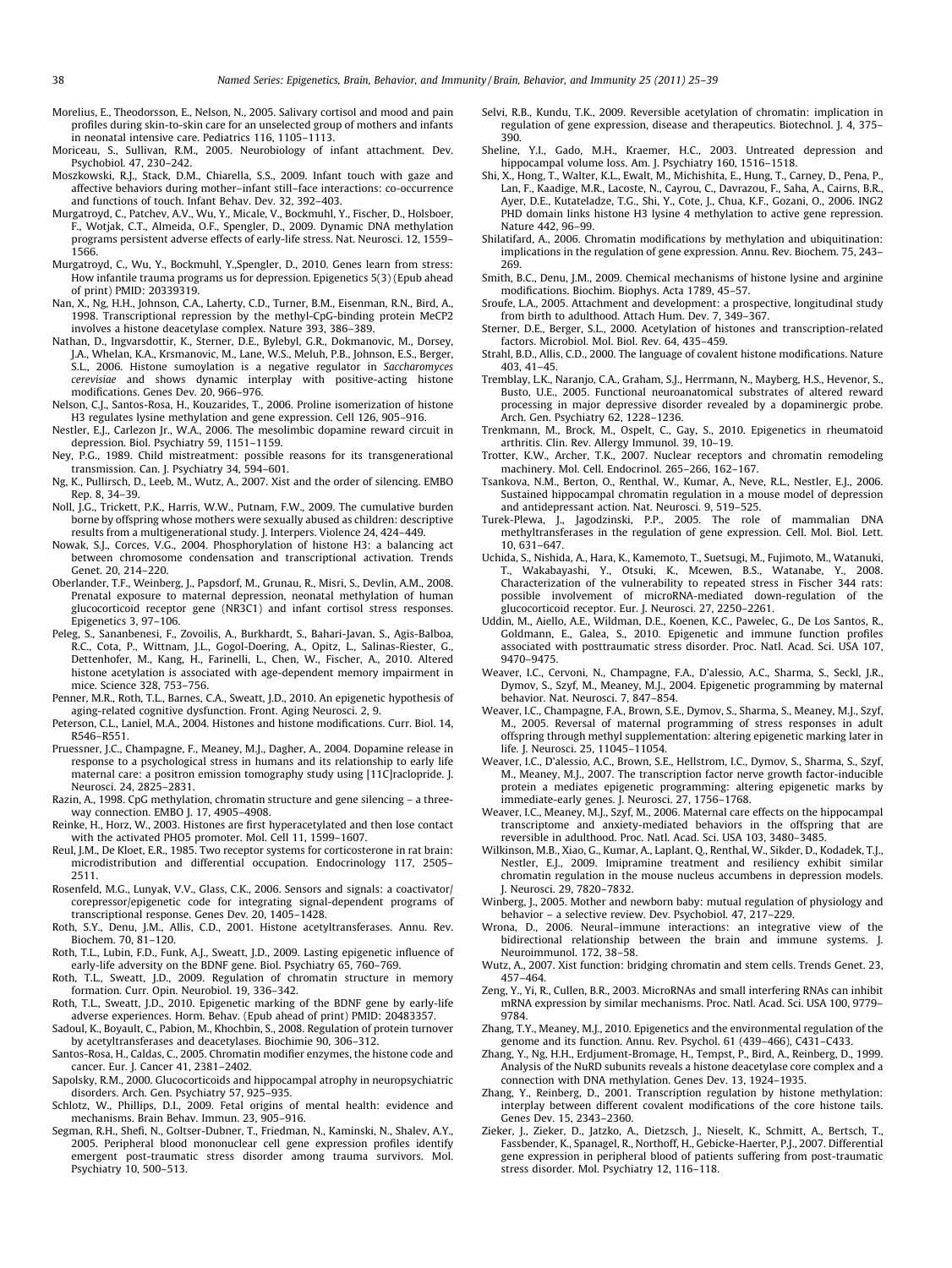Morelius, E., Theodorsson, E., Nelson, N., 2005. Salivary cortisol and mood and pain profiles during skin-to-skin care for an unselected group of mothers and infants in neonatal intensive care. Pediatrics 116, 1105–1113.

Moriceau, S., Sullivan, R.M., 2005. Neurobiology of infant attachment. Dev. Psychobiol. 47, 230–242.

Moszkowski, R.J., Stack, D.M., Chiarella, S.S., 2009. Infant touch with gaze and affective behaviors during mother–infant still–face interactions: co-occurrence and functions of touch. Infant Behav. Dev. 32, 392–403.

Murgatroyd, C., Patchev, A.V., Wu, Y., Micale, V., Bockmuhl, Y., Fischer, D., Holsboer, F., Wotjak, C.T., Almeida, O.F., Spengler, D., 2009. Dynamic DNA methylation programs persistent adverse effects of early-life stress. Nat. Neurosci. 12, 1559–1566.

Murgatroyd, C., Wu, Y., Bockmuhl, Y.,Spengler, D., 2010. Genes learn from stress: How infantile trauma programs us for depression. Epigenetics 5(3) (Epub ahead of print) PMID: 20339319.

Nan, X., Ng, H.H., Johnson, C.A., Laherty, C.D., Turner, B.M., Eisenman, R.N., Bird, A., 1998. Transcriptional repression by the methyl-CpG-binding protein MeCP2 involves a histone deacetylase complex. Nature 393, 386–389.

Nathan, D., Ingvarsdottir, K., Sterner, D.E., Bylebyl, G.R., Dokmanovic, M., Dorsey, J.A., Whelan, K.A., Krsmanovic, M., Lane, W.S., Meluh, P.B., Johnson, E.S., Berger, S.L., 2006. Histone sumoylation is a negative regulator in *Saccharomyces cerevisiae* and shows dynamic interplay with positive-acting histone modifications. Genes Dev. 20, 966–976.

Nelson, C.J., Santos-Rosa, H., Kouzarides, T., 2006. Proline isomerization of histone H3 regulates lysine methylation and gene expression. Cell 126, 905–916.

Nestler, E.J., Carlezon Jr., W.A., 2006. The mesolimbic dopamine reward circuit in depression. Biol. Psychiatry 59, 1151–1159.

Ney, P.G., 1989. Child mistreatment: possible reasons for its transgenerational transmission. Can. J. Psychiatry 34, 594–601.

Ng, K., Pullirsch, D., Leeb, M., Wutz, A., 2007. Xist and the order of silencing. EMBO Rep. 8, 34–39.

Noll, J.G., Trickett, P.K., Harris, W.W., Putnam, F.W., 2009. The cumulative burden borne by offspring whose mothers were sexually abused as children: descriptive results from a multigenerational study. J. Interpers. Violence 24, 424–449.

Nowak, S.J., Corces, V.G., 2004. Phosphorylation of histone H3: a balancing act between chromosome condensation and transcriptional activation. Trends Genet. 20, 214–220.

Oberlander, T.F., Weinberg, J., Papsdorf, M., Grunau, R., Misri, S., Devlin, A.M., 2008. Prenatal exposure to maternal depression, neonatal methylation of human glucocorticoid receptor gene (NR3C1) and infant cortisol stress responses. Epigenetics 3, 97–106.

Peleg, S., Sananbenesi, F., Zovoilis, A., Burkhardt, S., Bahari-Javan, S., Agis-Balboa, R.C., Cota, P., Wittnam, J.L., Gogol-Doering, A., Opitz, L., Salinas-Riester, G., Dettenhofer, M., Kang, H., Farinelli, L., Chen, W., Fischer, A., 2010. Altered histone acetylation is associated with age-dependent memory impairment in mice. Science 328, 753–756.

Penner, M.R., Roth, T.L., Barnes, C.A., Sweatt, J.D., 2010. An epigenetic hypothesis of aging-related cognitive dysfunction. Front. Aging Neurosci. 2, 9.

Peterson, C.L., Laniel, M.A., 2004. Histones and histone modifications. Curr. Biol. 14, R546–R551.

Pruessner, J.C., Champagne, F., Meaney, M.J., Dagher, A., 2004. Dopamine release in response to a psychological stress in humans and its relationship to early life maternal care: a positron emission tomography study using [11C]raclopride. J. Neurosci. 24, 2825–2831.

Razin, A., 1998. CpG methylation, chromatin structure and gene silencing – a three-way connection. EMBO J. 17, 4905–4908.

Reinke, H., Horz, W., 2003. Histones are first hyperacetylated and then lose contact with the activated PHO5 promoter. Mol. Cell 11, 1599–1607.

Reul, J.M., De Kloet, E.R., 1985. Two receptor systems for corticosterone in rat brain: microdistribution and differential occupation. Endocrinology 117, 2505–2511.

Rosenfeld, M.G., Lunyak, V.V., Glass, C.K., 2006. Sensors and signals: a coactivator/corepressor/epigenetic code for integrating signal-dependent programs of transcriptional response. Genes Dev. 20, 1405–1428.

Roth, S.Y., Denu, J.M., Allis, C.D., 2001. Histone acetyltransferases. Annu. Rev. Biochem. 70, 81–120.

Roth, T.L., Lubin, F.D., Funk, A.J., Sweatt, J.D., 2009. Lasting epigenetic influence of early-life adversity on the BDNF gene. Biol. Psychiatry 65, 760–769.

Roth, T.L., Sweatt, J.D., 2009. Regulation of chromatin structure in memory formation. Curr. Opin. Neurobiol. 19, 336–342.

Roth, T.L., Sweatt, J.D., 2010. Epigenetic marking of the BDNF gene by early-life adverse experiences. Horm. Behav. (Epub ahead of print) PMID: 20483357.

Sadoul, K., Boyault, C., Pabion, M., Khochbin, S., 2008. Regulation of protein turnover by acetyltransferases and deacetylases. Biochimie 90, 306–312.

Santos-Rosa, H., Caldas, C., 2005. Chromatin modifier enzymes, the histone code and cancer. Eur. J. Cancer 41, 2381–2402.

Sapolsky, R.M., 2000. Glucocorticoids and hippocampal atrophy in neuropsychiatric disorders. Arch. Gen. Psychiatry 57, 925–935.

Schlotz, W., Phillips, D.I., 2009. Fetal origins of mental health: evidence and mechanisms. Brain Behav. Immun. 23, 905–916.

Segman, R.H., Shefi, N., Goltser-Dubner, T., Friedman, N., Kaminski, N., Shalev, A.Y., 2005. Peripheral blood mononuclear cell gene expression profiles identify emergent post-traumatic stress disorder among trauma survivors. Mol. Psychiatry 10, 500–513.

Selvi, R.B., Kundu, T.K., 2009. Reversible acetylation of chromatin: implication in regulation of gene expression, disease and therapeutics. Biotechnol. J. 4, 375–390.

Sheline, Y.I., Gado, M.H., Kraemer, H.C., 2003. Untreated depression and hippocampal volume loss. Am. J. Psychiatry 160, 1516–1518.

Shi, X., Hong, T., Walter, K.L., Ewalt, M., Michishita, E., Hung, T., Carney, D., Pena, P., Lan, F., Kaadige, M.R., Lacoste, N., Cayrou, C., Davrazou, F., Saha, A., Cairns, B.R., Ayer, D.E., Kutateladze, T.G., Shi, Y., Cote, J., Chua, K.F., Gozani, O., 2006. ING2 PHD domain links histone H3 lysine 4 methylation to active gene repression. Nature 442, 96–99.

Shilatifard, A., 2006. Chromatin modifications by methylation and ubiquitination: implications in the regulation of gene expression. Annu. Rev. Biochem. 75, 243–269.

Smith, B.C., Denu, J.M., 2009. Chemical mechanisms of histone lysine and arginine modifications. Biochim. Biophys. Acta 1789, 45–57.

Sroufe, L.A., 2005. Attachment and development: a prospective, longitudinal study from birth to adulthood. Attach Hum. Dev. 7, 349–367.

Sterner, D.E., Berger, S.L., 2000. Acetylation of histones and transcription-related factors. Microbiol. Mol. Biol. Rev. 64, 435–459.

Strahl, B.D., Allis, C.D., 2000. The language of covalent histone modifications. Nature 403, 41–45.

Tremblay, L.K., Naranjo, C.A., Graham, S.J., Herrmann, N., Mayberg, H.S., Hevenor, S., Busto, U.E., 2005. Functional neuroanatomical substrates of altered reward processing in major depressive disorder revealed by a dopaminergic probe. Arch. Gen. Psychiatry 62, 1228–1236.

Trenkmann, M., Brock, M., Ospelt, C., Gay, S., 2010. Epigenetics in rheumatoid arthritis. Clin. Rev. Allergy Immunol. 39, 10–19.

Trotter, K.W., Archer, T.K., 2007. Nuclear receptors and chromatin remodeling machinery. Mol. Cell. Endocrinol. 265–266, 162–167.

Tsankova, N.M., Berton, O., Renthal, W., Kumar, A., Neve, R.L., Nestler, E.J., 2006. Sustained hippocampal chromatin regulation in a mouse model of depression and antidepressant action. Nat. Neurosci. 9, 519–525.

Turek-Plewa, J., Jagodzinski, P.P., 2005. The role of mammalian DNA methyltransferases in the regulation of gene expression. Cell. Mol. Biol. Lett. 10, 631–647.

Uchida, S., Nishida, A., Hara, K., Kamemoto, T., Suetsugi, M., Fujimoto, M., Watanuki, T., Wakabayashi, Y., Otsuki, K., Mcewen, B.S., Watanabe, Y., 2008. Characterization of the vulnerability to repeated stress in Fischer 344 rats: possible involvement of microRNA-mediated down-regulation of the glucocorticoid receptor. Eur. J. Neurosci. 27, 2250–2261.

Uddin, M., Aiello, A.E., Wildman, D.E., Koenen, K.C., Pawelec, G., De Los Santos, R., Goldmann, E., Galea, S., 2010. Epigenetic and immune function profiles associated with posttraumatic stress disorder. Proc. Natl. Acad. Sci. USA 107, 9470–9475.

Weaver, I.C., Cervoni, N., Champagne, F.A., D'alessio, A.C., Sharma, S., Seckl, J.R., Dymov, S., Szyf, M., Meaney, M.J., 2004. Epigenetic programming by maternal behavior. Nat. Neurosci. 7, 847–854.

Weaver, I.C., Champagne, F.A., Brown, S.E., Dymov, S., Sharma, S., Meaney, M.J., Szyf, M., 2005. Reversal of maternal programming of stress responses in adult offspring through methyl supplementation: altering epigenetic marking later in life. J. Neurosci. 25, 11045–11054.

Weaver, I.C., D'alessio, A.C., Brown, S.E., Hellstrom, I.C., Dymov, S., Sharma, S., Szyf, M., Meaney, M.J., 2007. The transcription factor nerve growth factor-inducible protein a mediates epigenetic programming: altering epigenetic marks by immediate-early genes. J. Neurosci. 27, 1756–1768.

Weaver, I.C., Meaney, M.J., Szyf, M., 2006. Maternal care effects on the hippocampal transcriptome and anxiety-mediated behaviors in the offspring that are reversible in adulthood. Proc. Natl. Acad. Sci. USA 103, 3480–3485.

Wilkinson, M.B., Xiao, G., Kumar, A., Laplant, Q., Renthal, W., Sikder, D., Kodadek, T.J., Nestler, E.J., 2009. Imipramine treatment and resiliency exhibit similar chromatin regulation in the mouse nucleus accumbens in depression models. J. Neurosci. 29, 7820–7832.

Winberg, J., 2005. Mother and newborn baby: mutual regulation of physiology and behavior – a selective review. Dev. Psychobiol. 47, 217–229.

Wrona, D., 2006. Neural–immune interactions: an integrative view of the bidirectional relationship between the brain and immune systems. J. Neuroimmunol. 172, 38–58.

Wutz, A., 2007. Xist function: bridging chromatin and stem cells. Trends Genet. 23, 457–464.

Zeng, Y., Yi, R., Cullen, B.R., 2003. MicroRNAs and small interfering RNAs can inhibit mRNA expression by similar mechanisms. Proc. Natl. Acad. Sci. USA 100, 9779–9784.

Zhang, T.Y., Meaney, M.J., 2010. Epigenetics and the environmental regulation of the genome and its function. Annu. Rev. Psychol. 61 (439–466), C431–C433.

Zhang, Y., Ng, H.H., Erdjument-Bromage, H., Tempst, P., Bird, A., Reinberg, D., 1999. Analysis of the NuRD subunits reveals a histone deacetylase core complex and a connection with DNA methylation. Genes Dev. 13, 1924–1935.

Zhang, Y., Reinberg, D., 2001. Transcription regulation by histone methylation: interplay between different covalent modifications of the core histone tails. Genes Dev. 15, 2343–2360.

Zieker, J., Zieker, D., Jatzko, A., Dietzsch, J., Nieselt, K., Schmitt, A., Bertsch, T., Fassbender, K., Spanagel, R., Northoff, H., Gebicke-Haerter, P.J., 2007. Differential gene expression in peripheral blood of patients suffering from post-traumatic stress disorder. Mol. Psychiatry 12, 116–118.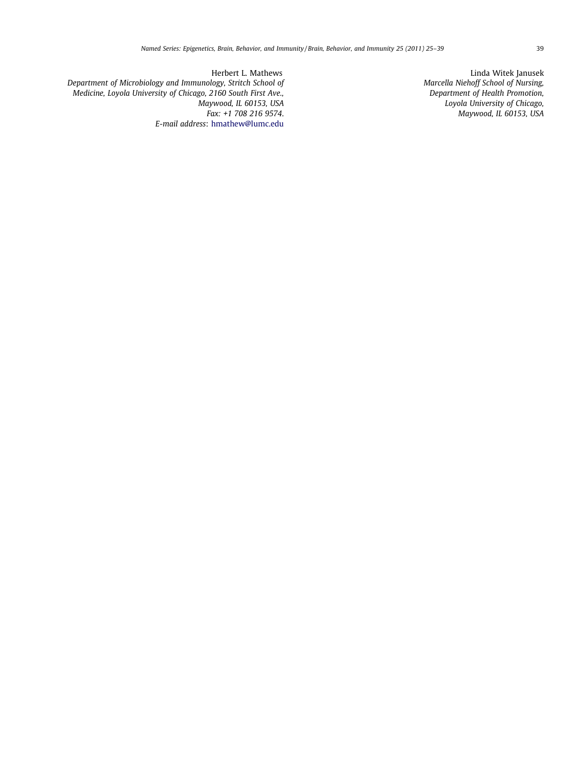Herbert L. Mathews

*Department of Microbiology and Immunology, Stritch School of Medicine, Loyola University of Chicago, 2160 South First Ave., Maywood, IL 60153, USA*

*Fax: +1 708 216 9574.*

*E-mail address*: hmathew@lumc.edu

Linda Witek Janusek

*Marcella Niehoff School of Nursing, Department of Health Promotion, Loyola University of Chicago, Maywood, IL 60153, USA*